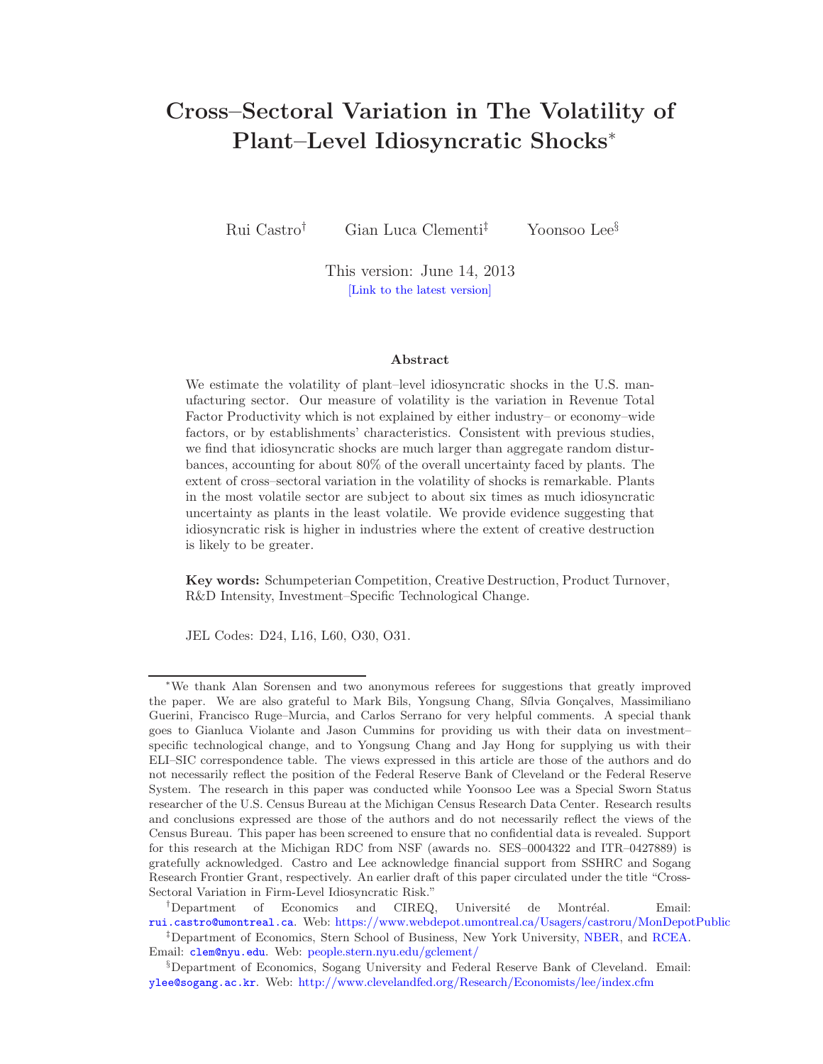# Cross–Sectoral Variation in The Volatility of Plant–Level Idiosyncratic Shocks*

Rui Castro[†] Gian Luca Clementi[‡] Yoonsoo Lee[§]

This version: June 14, 2013

[Link to the latest version]

## Abstract

We estimate the volatility of plant–level idiosyncratic shocks in the U.S. manufacturing sector. Our measure of volatility is the variation in Revenue Total Factor Productivity which is not explained by either industry– or economy–wide factors, or by establishments' characteristics. Consistent with previous studies, we find that idiosyncratic shocks are much larger than aggregate random disturbances, accounting for about 80% of the overall uncertainty faced by plants. The extent of cross–sectoral variation in the volatility of shocks is remarkable. Plants in the most volatile sector are subject to about six times as much idiosyncratic uncertainty as plants in the least volatile. We provide evidence suggesting that idiosyncratic risk is higher in industries where the extent of creative destruction is likely to be greater.

**Key words:** Schumpeterian Competition, Creative Destruction, Product Turnover, R&D Intensity, Investment–Specific Technological Change.

JEL Codes: D24, L16, L60, O30, O31.

---

*We thank Alan Sorensen and two anonymous referees for suggestions that greatly improved the paper. We are also grateful to Mark Bils, Yongsung Chang, Sílvia Gonçalves, Massimiliano Guerini, Francisco Ruge–Murcia, and Carlos Serrano for very helpful comments. A special thank goes to Gianluca Violante and Jason Cummins for providing us with their data on investment–specific technological change, and to Yongsung Chang and Jay Hong for supplying us with their ELI–SIC correspondence table. The views expressed in this article are those of the authors and do not necessarily reflect the position of the Federal Reserve Bank of Cleveland or the Federal Reserve System. The research in this paper was conducted while Yoonsoo Lee was a Special Sworn Status researcher of the U.S. Census Bureau at the Michigan Census Research Data Center. Research results and conclusions expressed are those of the authors and do not necessarily reflect the views of the Census Bureau. This paper has been screened to ensure that no confidential data is revealed. Support for this research at the Michigan RDC from NSF (awards no. SES–0004322 and ITR–0427889) is gratefully acknowledged. Castro and Lee acknowledge financial support from SSHRC and Sogang Research Frontier Grant, respectively. An earlier draft of this paper circulated under the title "Cross-Sectoral Variation in Firm-Level Idiosyncratic Risk."

[†]Department of Economics and CIREQ, Université de Montréal. Email: rui.castro@umontreal.ca. Web: https://www.webdepot.umontreal.ca/Usagers/castroru/MonDepotPublic

[‡]Department of Economics, Stern School of Business, New York University, NBER, and RCEA. Email: clem@nyu.edu. Web: people.stern.nyu.edu/gclement/

[§]Department of Economics, Sogang University and Federal Reserve Bank of Cleveland. Email: ylee@sogang.ac.kr. Web: http://www.clevelandfed.org/Research/Economists/lee/index.cfm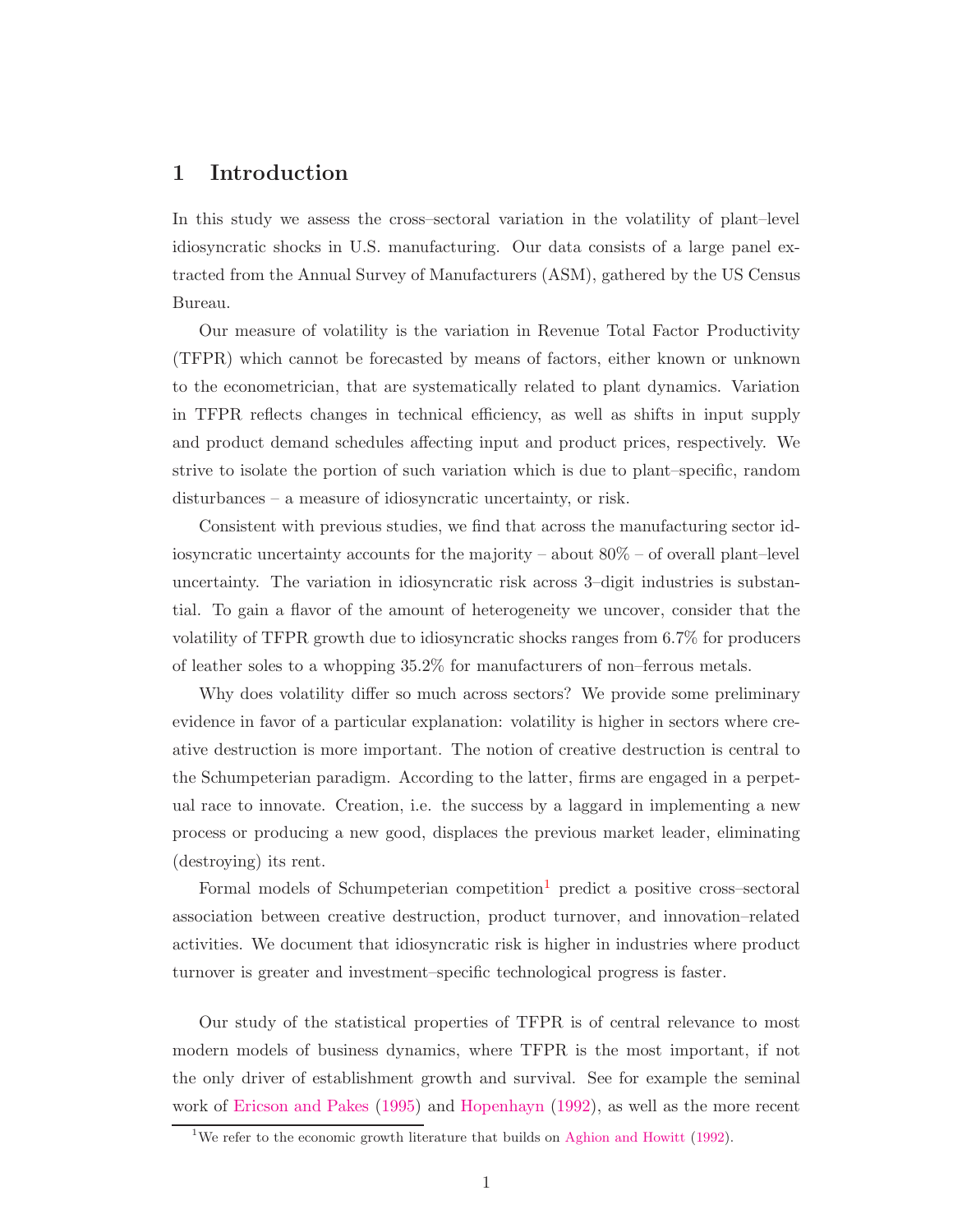# 1 Introduction

In this study we assess the cross–sectoral variation in the volatility of plant–level idiosyncratic shocks in U.S. manufacturing. Our data consists of a large panel extracted from the Annual Survey of Manufacturers (ASM), gathered by the US Census Bureau.

Our measure of volatility is the variation in Revenue Total Factor Productivity (TFPR) which cannot be forecasted by means of factors, either known or unknown to the econometrician, that are systematically related to plant dynamics. Variation in TFPR reflects changes in technical efficiency, as well as shifts in input supply and product demand schedules affecting input and product prices, respectively. We strive to isolate the portion of such variation which is due to plant–specific, random disturbances – a measure of idiosyncratic uncertainty, or risk.

Consistent with previous studies, we find that across the manufacturing sector idiosyncratic uncertainty accounts for the majority – about 80% – of overall plant–level uncertainty. The variation in idiosyncratic risk across 3–digit industries is substantial. To gain a flavor of the amount of heterogeneity we uncover, consider that the volatility of TFPR growth due to idiosyncratic shocks ranges from 6.7% for producers of leather soles to a whopping 35.2% for manufacturers of non–ferrous metals.

Why does volatility differ so much across sectors? We provide some preliminary evidence in favor of a particular explanation: volatility is higher in sectors where creative destruction is more important. The notion of creative destruction is central to the Schumpeterian paradigm. According to the latter, firms are engaged in a perpetual race to innovate. Creation, i.e. the success by a laggard in implementing a new process or producing a new good, displaces the previous market leader, eliminating (destroying) its rent.

Formal models of Schumpeterian competition[1] predict a positive cross–sectoral association between creative destruction, product turnover, and innovation–related activities. We document that idiosyncratic risk is higher in industries where product turnover is greater and investment–specific technological progress is faster.

Our study of the statistical properties of TFPR is of central relevance to most modern models of business dynamics, where TFPR is the most important, if not the only driver of establishment growth and survival. See for example the seminal work of Ericson and Pakes (1995) and Hopenhayn (1992), as well as the more recent

[1] We refer to the economic growth literature that builds on Aghion and Howitt (1992).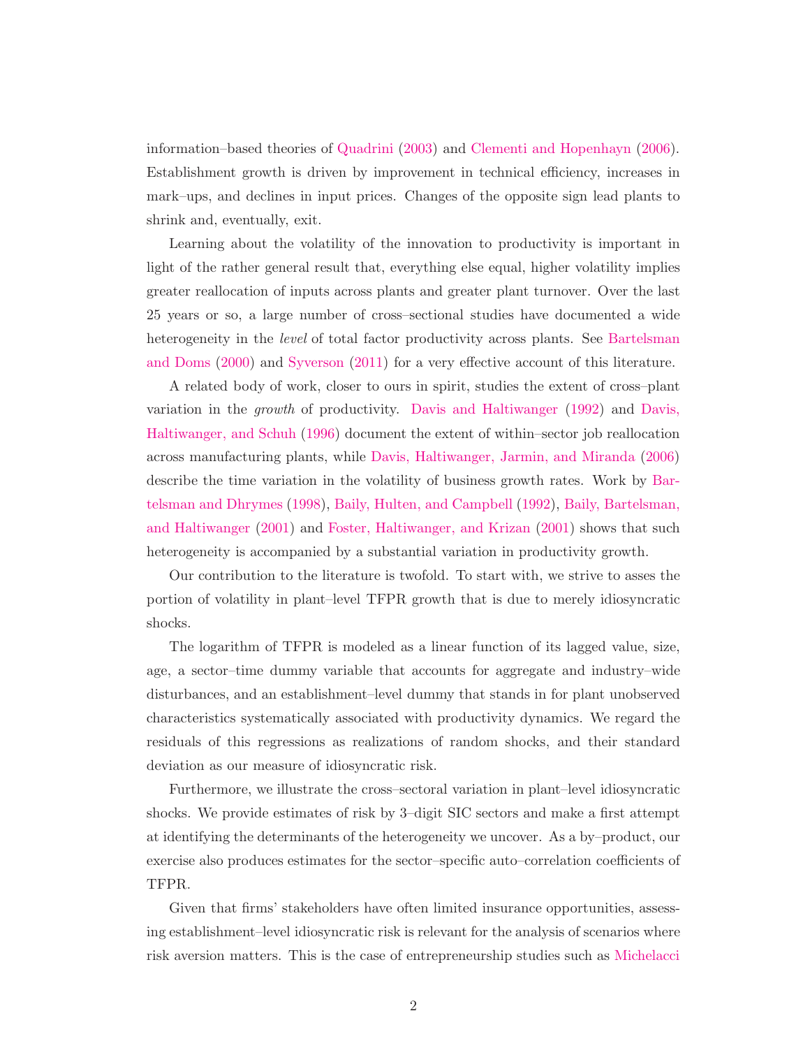information–based theories of Quadrini (2003) and Clementi and Hopenhayn (2006). Establishment growth is driven by improvement in technical efficiency, increases in mark–ups, and declines in input prices. Changes of the opposite sign lead plants to shrink and, eventually, exit.

Learning about the volatility of the innovation to productivity is important in light of the rather general result that, everything else equal, higher volatility implies greater reallocation of inputs across plants and greater plant turnover. Over the last 25 years or so, a large number of cross–sectional studies have documented a wide heterogeneity in the *level* of total factor productivity across plants. See Bartelsman and Doms (2000) and Syverson (2011) for a very effective account of this literature.

A related body of work, closer to ours in spirit, studies the extent of cross–plant variation in the *growth* of productivity. Davis and Haltiwanger (1992) and Davis, Haltiwanger, and Schuh (1996) document the extent of within–sector job reallocation across manufacturing plants, while Davis, Haltiwanger, Jarmin, and Miranda (2006) describe the time variation in the volatility of business growth rates. Work by Bartelsman and Dhrymes (1998), Baily, Hulten, and Campbell (1992), Baily, Bartelsman, and Haltiwanger (2001) and Foster, Haltiwanger, and Krizan (2001) shows that such heterogeneity is accompanied by a substantial variation in productivity growth.

Our contribution to the literature is twofold. To start with, we strive to asses the portion of volatility in plant–level TFPR growth that is due to merely idiosyncratic shocks.

The logarithm of TFPR is modeled as a linear function of its lagged value, size, age, a sector–time dummy variable that accounts for aggregate and industry–wide disturbances, and an establishment–level dummy that stands in for plant unobserved characteristics systematically associated with productivity dynamics. We regard the residuals of this regressions as realizations of random shocks, and their standard deviation as our measure of idiosyncratic risk.

Furthermore, we illustrate the cross–sectoral variation in plant–level idiosyncratic shocks. We provide estimates of risk by 3–digit SIC sectors and make a first attempt at identifying the determinants of the heterogeneity we uncover. As a by–product, our exercise also produces estimates for the sector–specific auto–correlation coefficients of TFPR.

Given that firms' stakeholders have often limited insurance opportunities, assessing establishment–level idiosyncratic risk is relevant for the analysis of scenarios where risk aversion matters. This is the case of entrepreneurship studies such as Michelacci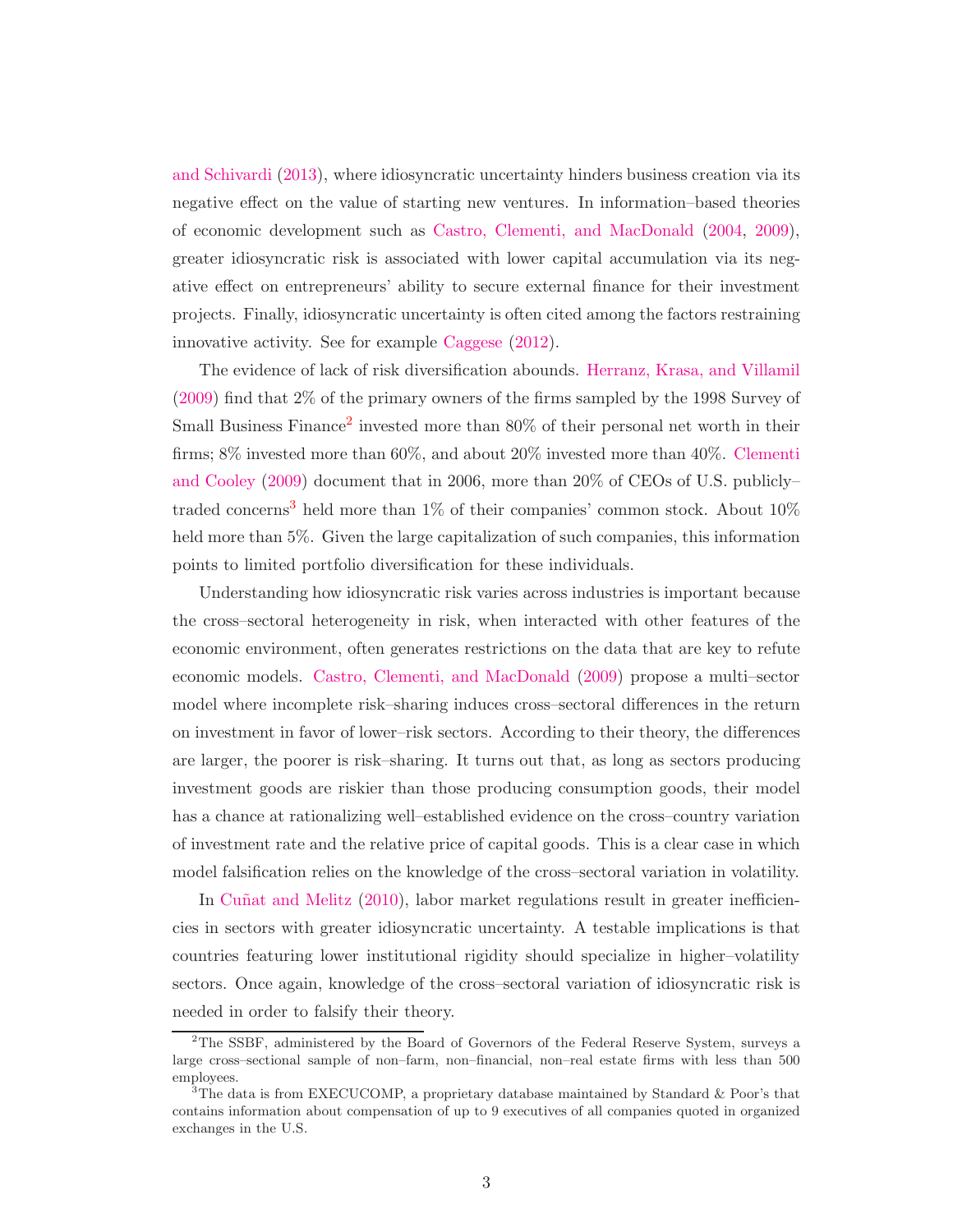and Schivardi (2013), where idiosyncratic uncertainty hinders business creation via its negative effect on the value of starting new ventures. In information–based theories of economic development such as Castro, Clementi, and MacDonald (2004, 2009), greater idiosyncratic risk is associated with lower capital accumulation via its negative effect on entrepreneurs' ability to secure external finance for their investment projects. Finally, idiosyncratic uncertainty is often cited among the factors restraining innovative activity. See for example Caggese (2012).

The evidence of lack of risk diversification abounds. Herranz, Krasa, and Villamil (2009) find that 2% of the primary owners of the firms sampled by the 1998 Survey of Small Business Finance[2] invested more than 80% of their personal net worth in their firms; 8% invested more than 60%, and about 20% invested more than 40%. Clementi and Cooley (2009) document that in 2006, more than 20% of CEOs of U.S. publicly–traded concerns[3] held more than 1% of their companies' common stock. About 10% held more than 5%. Given the large capitalization of such companies, this information points to limited portfolio diversification for these individuals.

Understanding how idiosyncratic risk varies across industries is important because the cross–sectoral heterogeneity in risk, when interacted with other features of the economic environment, often generates restrictions on the data that are key to refute economic models. Castro, Clementi, and MacDonald (2009) propose a multi–sector model where incomplete risk–sharing induces cross–sectoral differences in the return on investment in favor of lower–risk sectors. According to their theory, the differences are larger, the poorer is risk–sharing. It turns out that, as long as sectors producing investment goods are riskier than those producing consumption goods, their model has a chance at rationalizing well–established evidence on the cross–country variation of investment rate and the relative price of capital goods. This is a clear case in which model falsification relies on the knowledge of the cross–sectoral variation in volatility.

In Cuñat and Melitz (2010), labor market regulations result in greater inefficiencies in sectors with greater idiosyncratic uncertainty. A testable implications is that countries featuring lower institutional rigidity should specialize in higher–volatility sectors. Once again, knowledge of the cross–sectoral variation of idiosyncratic risk is needed in order to falsify their theory.

[2] The SSBF, administered by the Board of Governors of the Federal Reserve System, surveys a large cross–sectional sample of non–farm, non–financial, non–real estate firms with less than 500 employees.

[3] The data is from EXECUCOMP, a proprietary database maintained by Standard & Poor's that contains information about compensation of up to 9 executives of all companies quoted in organized exchanges in the U.S.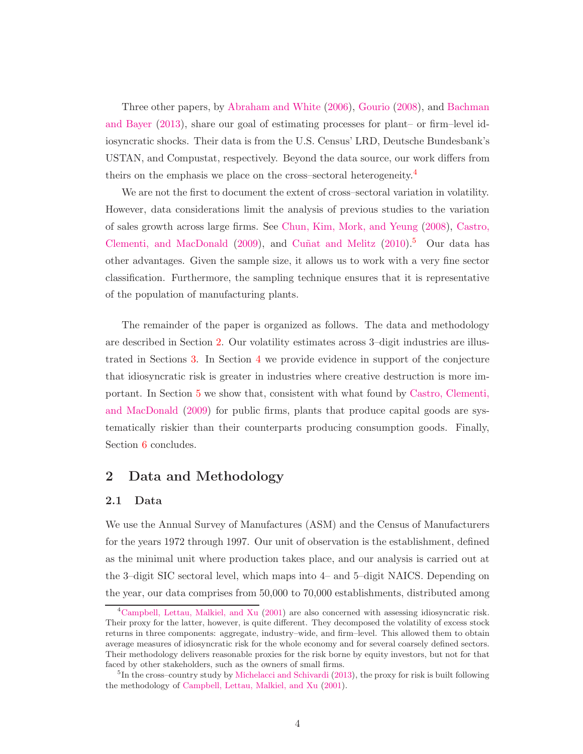Three other papers, by Abraham and White (2006), Gourio (2008), and Bachman and Bayer (2013), share our goal of estimating processes for plant– or firm–level idiosyncratic shocks. Their data is from the U.S. Census' LRD, Deutsche Bundesbank's USTAN, and Compustat, respectively. Beyond the data source, our work differs from theirs on the emphasis we place on the cross–sectoral heterogeneity.[4]

We are not the first to document the extent of cross–sectoral variation in volatility. However, data considerations limit the analysis of previous studies to the variation of sales growth across large firms. See Chun, Kim, Mork, and Yeung (2008), Castro, Clementi, and MacDonald (2009), and Cuñat and Melitz (2010).[5] Our data has other advantages. Given the sample size, it allows us to work with a very fine sector classification. Furthermore, the sampling technique ensures that it is representative of the population of manufacturing plants.

The remainder of the paper is organized as follows. The data and methodology are described in Section 2. Our volatility estimates across 3–digit industries are illustrated in Sections 3. In Section 4 we provide evidence in support of the conjecture that idiosyncratic risk is greater in industries where creative destruction is more important. In Section 5 we show that, consistent with what found by Castro, Clementi, and MacDonald (2009) for public firms, plants that produce capital goods are systematically riskier than their counterparts producing consumption goods. Finally, Section 6 concludes.

## 2 Data and Methodology

### 2.1 Data

We use the Annual Survey of Manufactures (ASM) and the Census of Manufacturers for the years 1972 through 1997. Our unit of observation is the establishment, defined as the minimal unit where production takes place, and our analysis is carried out at the 3–digit SIC sectoral level, which maps into 4– and 5–digit NAICS. Depending on the year, our data comprises from 50,000 to 70,000 establishments, distributed among

[4] Campbell, Lettau, Malkiel, and Xu (2001) are also concerned with assessing idiosyncratic risk. Their proxy for the latter, however, is quite different. They decomposed the volatility of excess stock returns in three components: aggregate, industry–wide, and firm–level. This allowed them to obtain average measures of idiosyncratic risk for the whole economy and for several coarsely defined sectors. Their methodology delivers reasonable proxies for the risk borne by equity investors, but not for that faced by other stakeholders, such as the owners of small firms.

[5] In the cross–country study by Michelacci and Schivardi (2013), the proxy for risk is built following the methodology of Campbell, Lettau, Malkiel, and Xu (2001).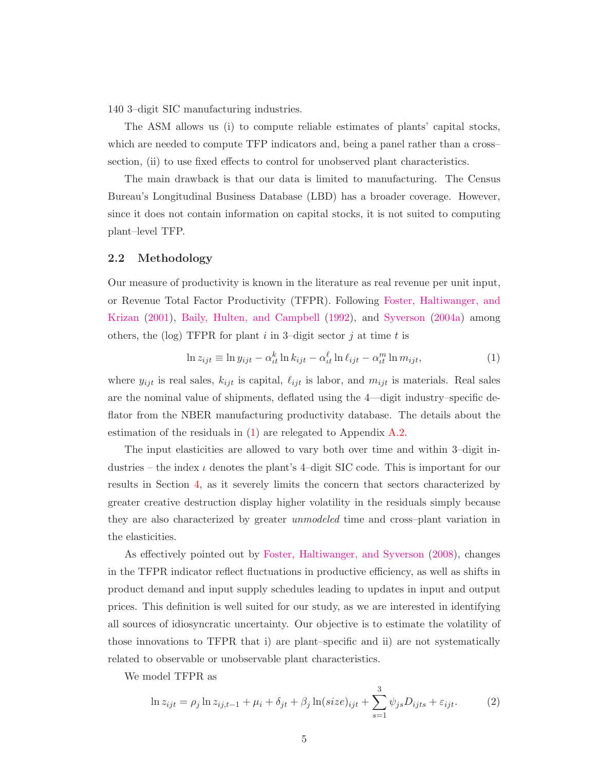140 3–digit SIC manufacturing industries.

The ASM allows us (i) to compute reliable estimates of plants' capital stocks, which are needed to compute TFP indicators and, being a panel rather than a cross–section, (ii) to use fixed effects to control for unobserved plant characteristics.

The main drawback is that our data is limited to manufacturing. The Census Bureau's Longitudinal Business Database (LBD) has a broader coverage. However, since it does not contain information on capital stocks, it is not suited to computing plant–level TFP.

## 2.2 Methodology

Our measure of productivity is known in the literature as real revenue per unit input, or Revenue Total Factor Productivity (TFPR). Following Foster, Haltiwanger, and Krizan (2001), Baily, Hulten, and Campbell (1992), and Syverson (2004a) among others, the (log) TFPR for plant $i$ in 3–digit sector $j$ at time $t$ is

$$\ln z_{ijt} \equiv \ln y_{ijt} - \alpha^k_{\iota t} \ln k_{ijt} - \alpha^\ell_{\iota t} \ln \ell_{ijt} - \alpha^m_{\iota t} \ln m_{ijt}, \tag{1}$$

where $y_{ijt}$ is real sales, $k_{ijt}$ is capital, $\ell_{ijt}$ is labor, and $m_{ijt}$ is materials. Real sales are the nominal value of shipments, deflated using the 4—digit industry–specific deflator from the NBER manufacturing productivity database. The details about the estimation of the residuals in (1) are relegated to Appendix A.2.

The input elasticities are allowed to vary both over time and within 3–digit industries – the index $\iota$ denotes the plant's 4–digit SIC code. This is important for our results in Section 4, as it severely limits the concern that sectors characterized by greater creative destruction display higher volatility in the residuals simply because they are also characterized by greater *unmodeled* time and cross–plant variation in the elasticities.

As effectively pointed out by Foster, Haltiwanger, and Syverson (2008), changes in the TFPR indicator reflect fluctuations in productive efficiency, as well as shifts in product demand and input supply schedules leading to updates in input and output prices. This definition is well suited for our study, as we are interested in identifying all sources of idiosyncratic uncertainty. Our objective is to estimate the volatility of those innovations to TFPR that i) are plant–specific and ii) are not systematically related to observable or unobservable plant characteristics.

We model TFPR as

$$\ln z_{ijt} = \rho_j \ln z_{ij,t-1} + \mu_i + \delta_{jt} + \beta_j \ln(size)_{ijt} + \sum_{s=1}^{3} \psi_{js} D_{ijts} + \varepsilon_{ijt}. \tag{2}$$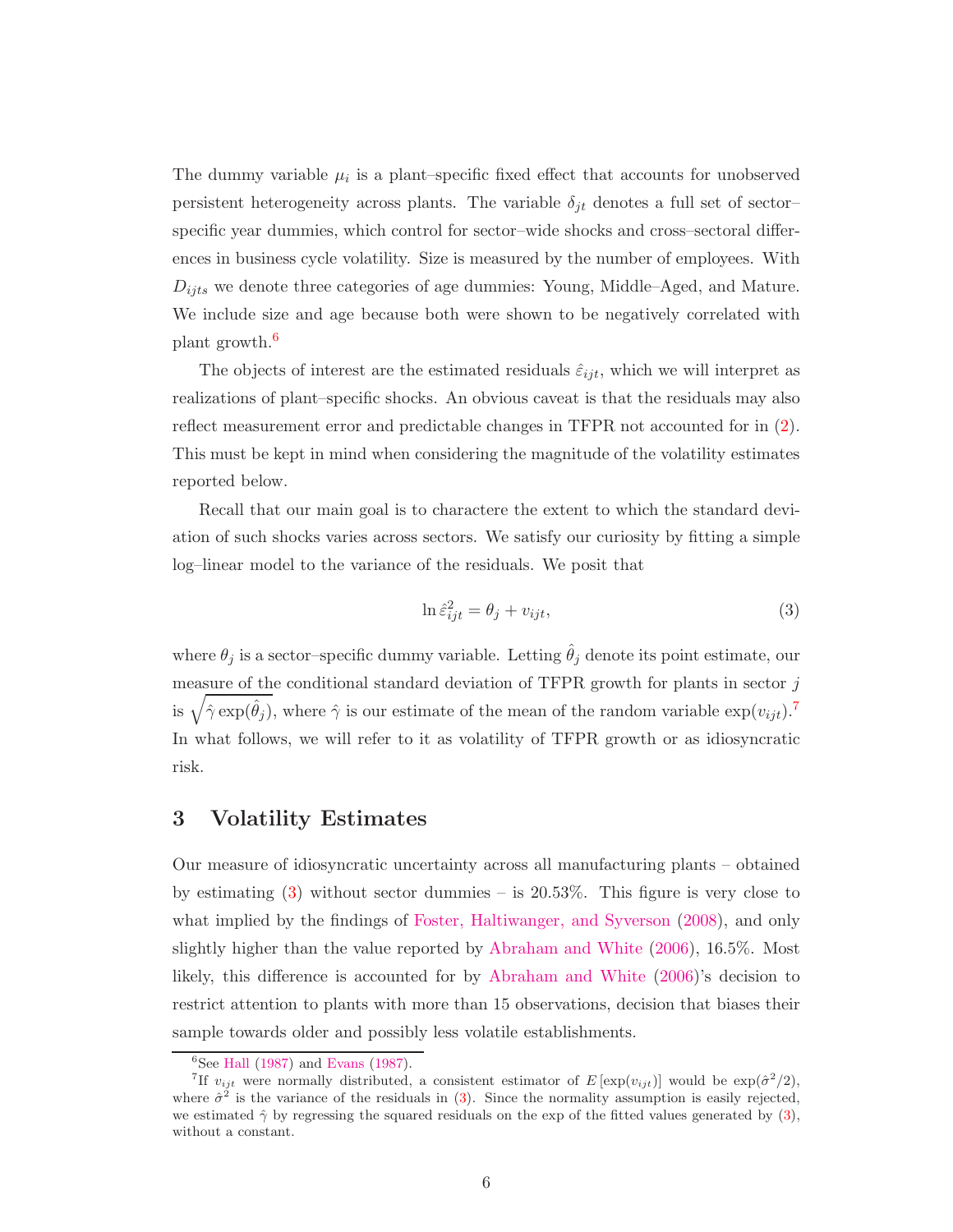The dummy variable $\mu_i$ is a plant–specific fixed effect that accounts for unobserved persistent heterogeneity across plants. The variable $\delta_{jt}$ denotes a full set of sector–specific year dummies, which control for sector–wide shocks and cross–sectoral differences in business cycle volatility. Size is measured by the number of employees. With $D_{ijts}$ we denote three categories of age dummies: Young, Middle–Aged, and Mature. We include size and age because both were shown to be negatively correlated with plant growth.[6]

The objects of interest are the estimated residuals $\hat{\varepsilon}_{ijt}$, which we will interpret as realizations of plant–specific shocks. An obvious caveat is that the residuals may also reflect measurement error and predictable changes in TFPR not accounted for in (2). This must be kept in mind when considering the magnitude of the volatility estimates reported below.

Recall that our main goal is to charactere the extent to which the standard deviation of such shocks varies across sectors. We satisfy our curiosity by fitting a simple log–linear model to the variance of the residuals. We posit that

$$\ln \hat{\varepsilon}_{ijt}^2 = \theta_j + v_{ijt}, \tag{3}$$

where $\theta_j$ is a sector–specific dummy variable. Letting $\hat{\theta}_j$ denote its point estimate, our measure of the conditional standard deviation of TFPR growth for plants in sector $j$ is $\sqrt{\hat{\gamma} \exp(\hat{\theta}_j)}$, where $\hat{\gamma}$ is our estimate of the mean of the random variable $\exp(v_{ijt})$.[7] In what follows, we will refer to it as volatility of TFPR growth or as idiosyncratic risk.

## 3 Volatility Estimates

Our measure of idiosyncratic uncertainty across all manufacturing plants – obtained by estimating (3) without sector dummies – is 20.53%. This figure is very close to what implied by the findings of Foster, Haltiwanger, and Syverson (2008), and only slightly higher than the value reported by Abraham and White (2006), 16.5%. Most likely, this difference is accounted for by Abraham and White (2006)'s decision to restrict attention to plants with more than 15 observations, decision that biases their sample towards older and possibly less volatile establishments.

---

[6] See Hall (1987) and Evans (1987).

[7] If $v_{ijt}$ were normally distributed, a consistent estimator of $E\left[\exp(v_{ijt})\right]$ would be $\exp(\hat{\sigma}^2/2)$, where $\hat{\sigma}^2$ is the variance of the residuals in (3). Since the normality assumption is easily rejected, we estimated $\hat{\gamma}$ by regressing the squared residuals on the exp of the fitted values generated by (3), without a constant.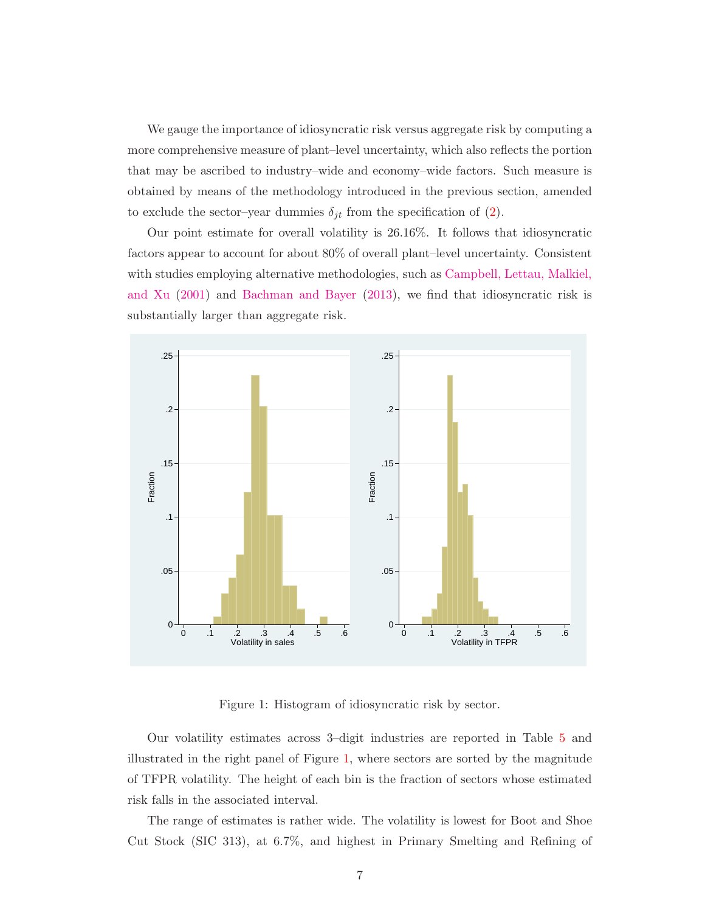We gauge the importance of idiosyncratic risk versus aggregate risk by computing a more comprehensive measure of plant–level uncertainty, which also reflects the portion that may be ascribed to industry–wide and economy–wide factors. Such measure is obtained by means of the methodology introduced in the previous section, amended to exclude the sector–year dummies $\delta_{jt}$ from the specification of (2).

Our point estimate for overall volatility is 26.16%. It follows that idiosyncratic factors appear to account for about 80% of overall plant–level uncertainty. Consistent with studies employing alternative methodologies, such as Campbell, Lettau, Malkiel, and Xu (2001) and Bachman and Bayer (2013), we find that idiosyncratic risk is substantially larger than aggregate risk.

Figure 1: Histogram of idiosyncratic risk by sector.

Our volatility estimates across 3–digit industries are reported in Table 5 and illustrated in the right panel of Figure 1, where sectors are sorted by the magnitude of TFPR volatility. The height of each bin is the fraction of sectors whose estimated risk falls in the associated interval.

The range of estimates is rather wide. The volatility is lowest for Boot and Shoe Cut Stock (SIC 313), at 6.7%, and highest in Primary Smelting and Refining of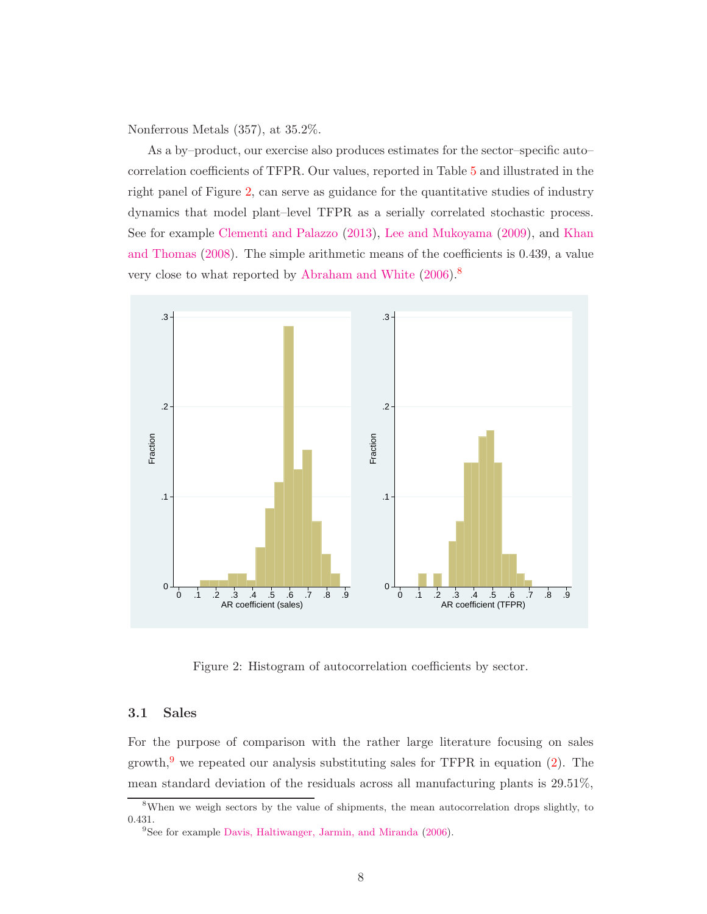Nonferrous Metals (357), at 35.2%.

As a by–product, our exercise also produces estimates for the sector–specific auto–correlation coefficients of TFPR. Our values, reported in Table 5 and illustrated in the right panel of Figure 2, can serve as guidance for the quantitative studies of industry dynamics that model plant–level TFPR as a serially correlated stochastic process. See for example Clementi and Palazzo (2013), Lee and Mukoyama (2009), and Khan and Thomas (2008). The simple arithmetic means of the coefficients is 0.439, a value very close to what reported by Abraham and White (2006).[8]

Figure 2: Histogram of autocorrelation coefficients by sector.

### 3.1 Sales

For the purpose of comparison with the rather large literature focusing on sales growth,[9] we repeated our analysis substituting sales for TFPR in equation (2). The mean standard deviation of the residuals across all manufacturing plants is 29.51%,

[8] When we weigh sectors by the value of shipments, the mean autocorrelation drops slightly, to 0.431.

[9] See for example Davis, Haltiwanger, Jarmin, and Miranda (2006).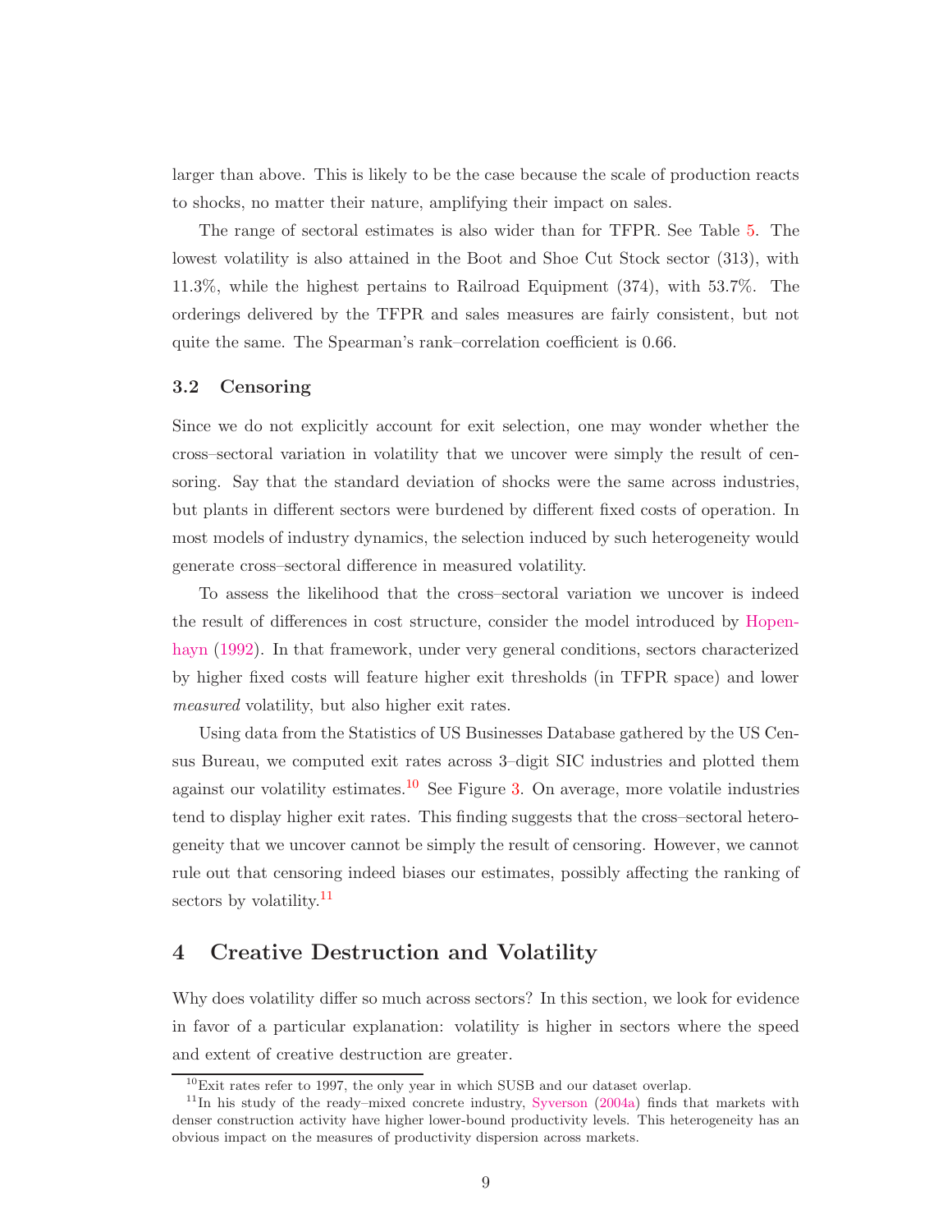larger than above. This is likely to be the case because the scale of production reacts to shocks, no matter their nature, amplifying their impact on sales.

The range of sectoral estimates is also wider than for TFPR. See Table 5. The lowest volatility is also attained in the Boot and Shoe Cut Stock sector (313), with 11.3%, while the highest pertains to Railroad Equipment (374), with 53.7%. The orderings delivered by the TFPR and sales measures are fairly consistent, but not quite the same. The Spearman's rank–correlation coefficient is 0.66.

### 3.2 Censoring

Since we do not explicitly account for exit selection, one may wonder whether the cross–sectoral variation in volatility that we uncover were simply the result of censoring. Say that the standard deviation of shocks were the same across industries, but plants in different sectors were burdened by different fixed costs of operation. In most models of industry dynamics, the selection induced by such heterogeneity would generate cross–sectoral difference in measured volatility.

To assess the likelihood that the cross–sectoral variation we uncover is indeed the result of differences in cost structure, consider the model introduced by Hopenhayn (1992). In that framework, under very general conditions, sectors characterized by higher fixed costs will feature higher exit thresholds (in TFPR space) and lower *measured* volatility, but also higher exit rates.

Using data from the Statistics of US Businesses Database gathered by the US Census Bureau, we computed exit rates across 3–digit SIC industries and plotted them against our volatility estimates.[10] See Figure 3. On average, more volatile industries tend to display higher exit rates. This finding suggests that the cross–sectoral heterogeneity that we uncover cannot be simply the result of censoring. However, we cannot rule out that censoring indeed biases our estimates, possibly affecting the ranking of sectors by volatility.[11]

## 4 Creative Destruction and Volatility

Why does volatility differ so much across sectors? In this section, we look for evidence in favor of a particular explanation: volatility is higher in sectors where the speed and extent of creative destruction are greater.

[10] Exit rates refer to 1997, the only year in which SUSB and our dataset overlap.

[11] In his study of the ready–mixed concrete industry, Syverson (2004a) finds that markets with denser construction activity have higher lower-bound productivity levels. This heterogeneity has an obvious impact on the measures of productivity dispersion across markets.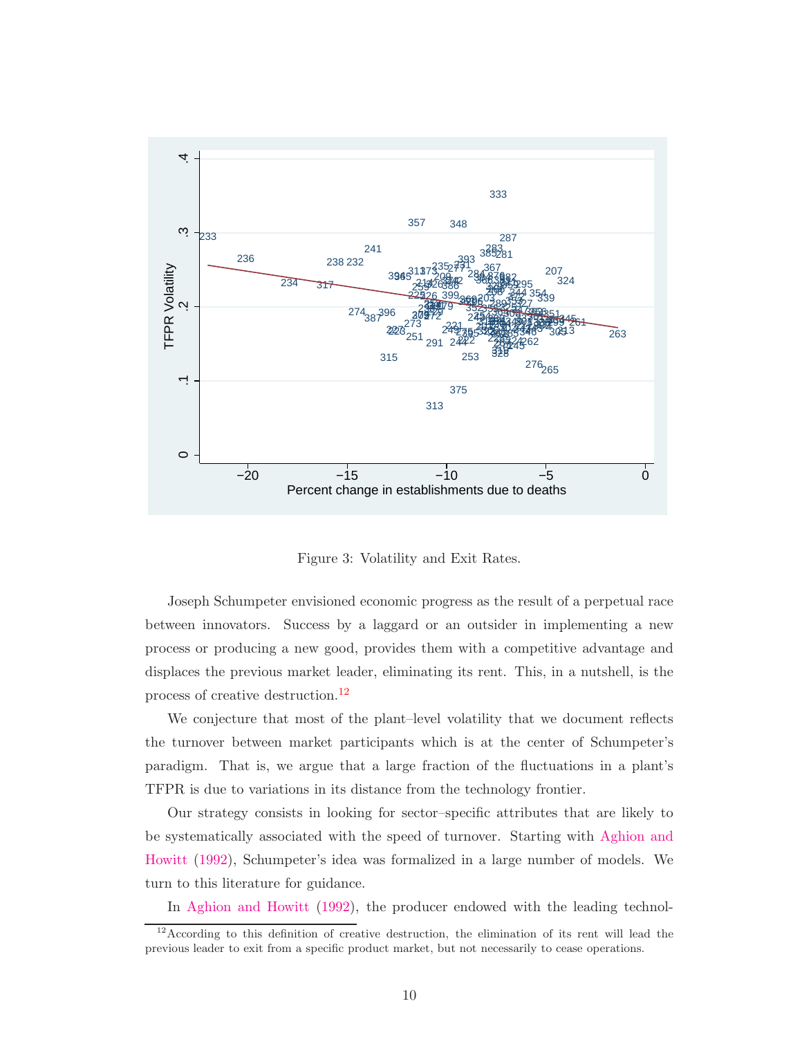Figure 3: Volatility and Exit Rates.

Joseph Schumpeter envisioned economic progress as the result of a perpetual race between innovators. Success by a laggard or an outsider in implementing a new process or producing a new good, provides them with a competitive advantage and displaces the previous market leader, eliminating its rent. This, in a nutshell, is the process of creative destruction.[12]

We conjecture that most of the plant–level volatility that we document reflects the turnover between market participants which is at the center of Schumpeter's paradigm. That is, we argue that a large fraction of the fluctuations in a plant's TFPR is due to variations in its distance from the technology frontier.

Our strategy consists in looking for sector–specific attributes that are likely to be systematically associated with the speed of turnover. Starting with Aghion and Howitt (1992), Schumpeter's idea was formalized in a large number of models. We turn to this literature for guidance.

In Aghion and Howitt (1992), the producer endowed with the leading technol-

[12] According to this definition of creative destruction, the elimination of its rent will lead the previous leader to exit from a specific product market, but not necessarily to cease operations.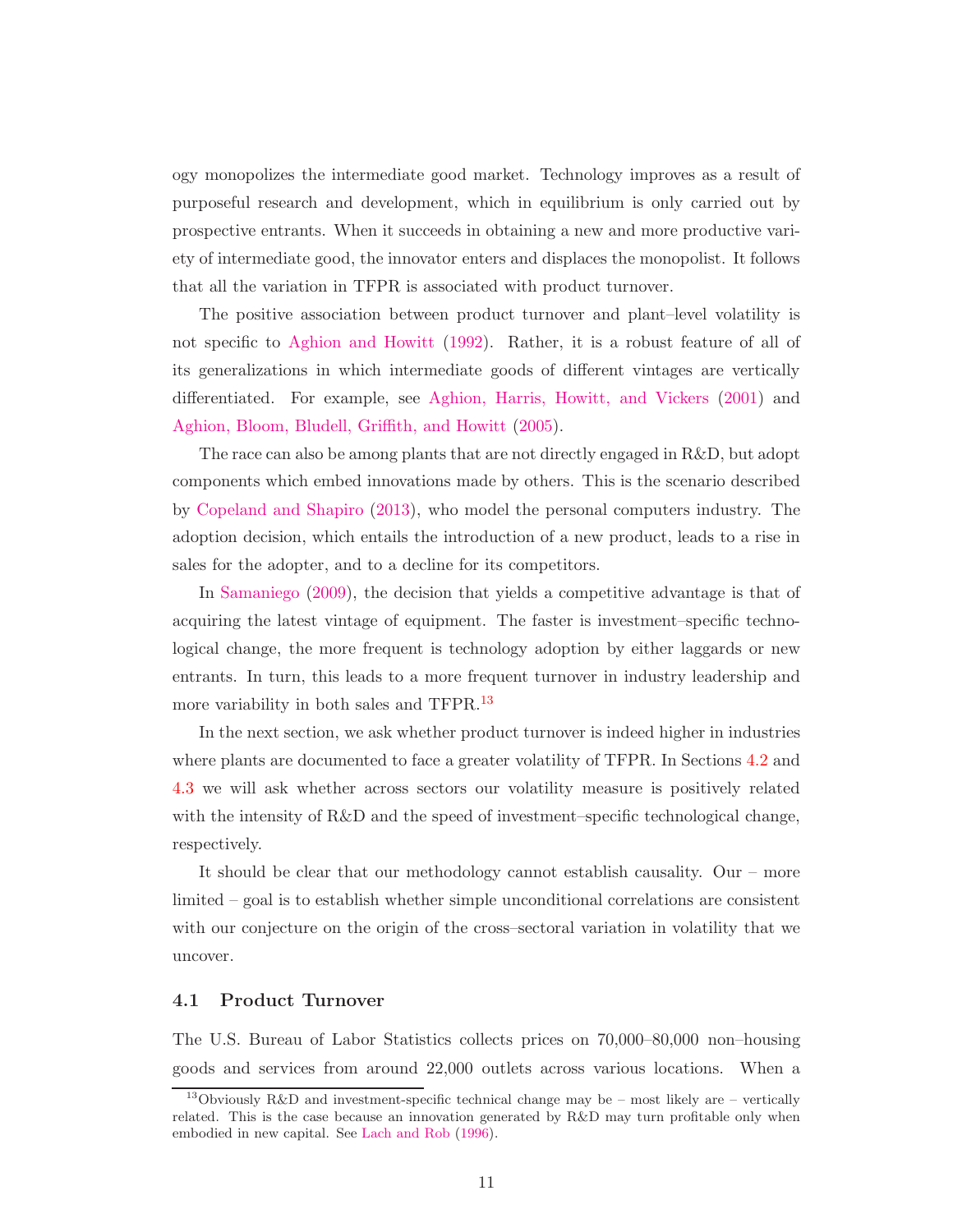ogy monopolizes the intermediate good market. Technology improves as a result of purposeful research and development, which in equilibrium is only carried out by prospective entrants. When it succeeds in obtaining a new and more productive variety of intermediate good, the innovator enters and displaces the monopolist. It follows that all the variation in TFPR is associated with product turnover.

The positive association between product turnover and plant–level volatility is not specific to Aghion and Howitt (1992). Rather, it is a robust feature of all of its generalizations in which intermediate goods of different vintages are vertically differentiated. For example, see Aghion, Harris, Howitt, and Vickers (2001) and Aghion, Bloom, Bludell, Griffith, and Howitt (2005).

The race can also be among plants that are not directly engaged in R&D, but adopt components which embed innovations made by others. This is the scenario described by Copeland and Shapiro (2013), who model the personal computers industry. The adoption decision, which entails the introduction of a new product, leads to a rise in sales for the adopter, and to a decline for its competitors.

In Samaniego (2009), the decision that yields a competitive advantage is that of acquiring the latest vintage of equipment. The faster is investment–specific technological change, the more frequent is technology adoption by either laggards or new entrants. In turn, this leads to a more frequent turnover in industry leadership and more variability in both sales and TFPR.[13]

In the next section, we ask whether product turnover is indeed higher in industries where plants are documented to face a greater volatility of TFPR. In Sections 4.2 and 4.3 we will ask whether across sectors our volatility measure is positively related with the intensity of R&D and the speed of investment–specific technological change, respectively.

It should be clear that our methodology cannot establish causality. Our – more limited – goal is to establish whether simple unconditional correlations are consistent with our conjecture on the origin of the cross–sectoral variation in volatility that we uncover.

### 4.1 Product Turnover

The U.S. Bureau of Labor Statistics collects prices on 70,000–80,000 non–housing goods and services from around 22,000 outlets across various locations. When a

[13] Obviously R&D and investment-specific technical change may be – most likely are – vertically related. This is the case because an innovation generated by R&D may turn profitable only when embodied in new capital. See Lach and Rob (1996).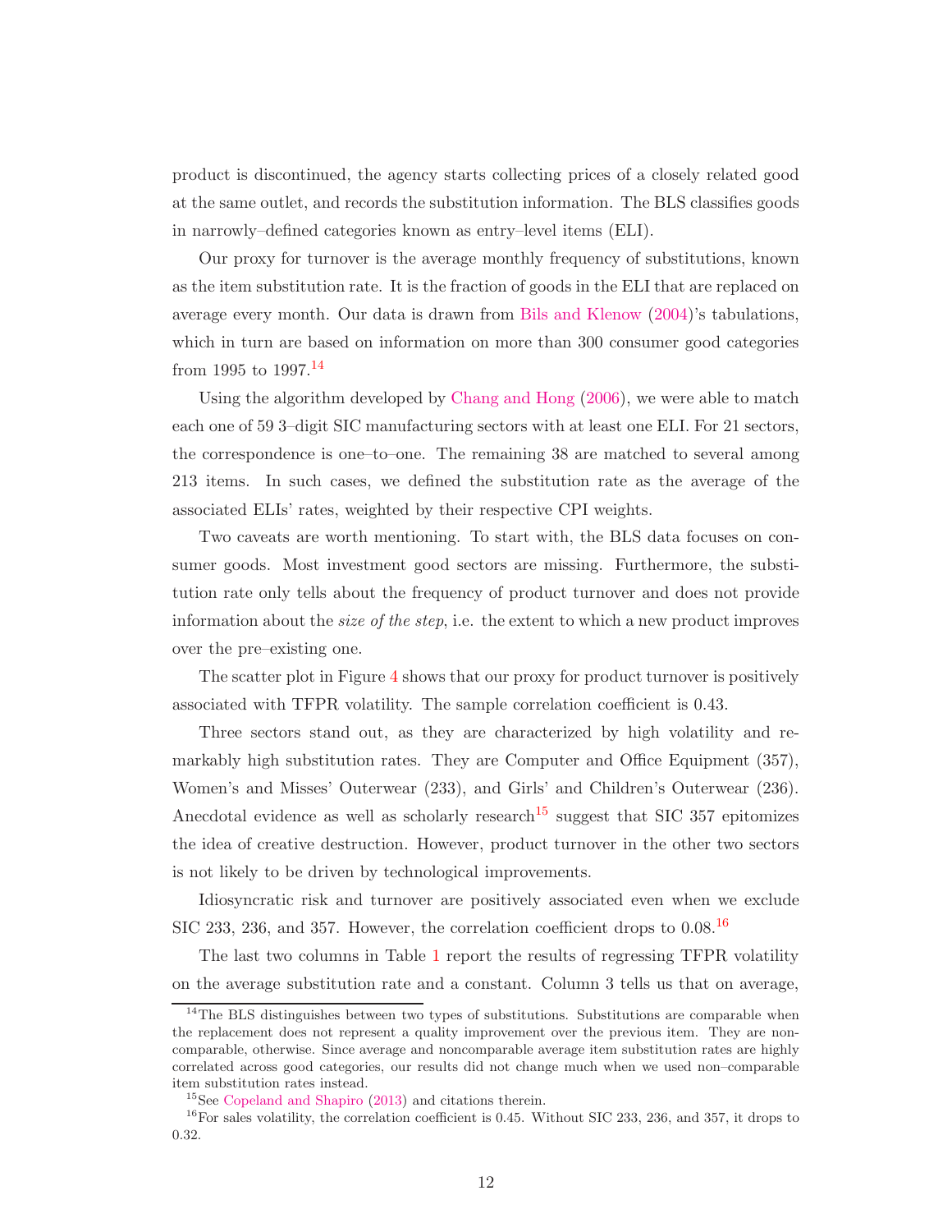product is discontinued, the agency starts collecting prices of a closely related good at the same outlet, and records the substitution information. The BLS classifies goods in narrowly–defined categories known as entry–level items (ELI).

Our proxy for turnover is the average monthly frequency of substitutions, known as the item substitution rate. It is the fraction of goods in the ELI that are replaced on average every month. Our data is drawn from Bils and Klenow (2004)'s tabulations, which in turn are based on information on more than 300 consumer good categories from 1995 to 1997.[14]

Using the algorithm developed by Chang and Hong (2006), we were able to match each one of 59 3–digit SIC manufacturing sectors with at least one ELI. For 21 sectors, the correspondence is one–to–one. The remaining 38 are matched to several among 213 items. In such cases, we defined the substitution rate as the average of the associated ELIs' rates, weighted by their respective CPI weights.

Two caveats are worth mentioning. To start with, the BLS data focuses on consumer goods. Most investment good sectors are missing. Furthermore, the substitution rate only tells about the frequency of product turnover and does not provide information about the *size of the step*, i.e. the extent to which a new product improves over the pre–existing one.

The scatter plot in Figure 4 shows that our proxy for product turnover is positively associated with TFPR volatility. The sample correlation coefficient is 0.43.

Three sectors stand out, as they are characterized by high volatility and remarkably high substitution rates. They are Computer and Office Equipment (357), Women's and Misses' Outerwear (233), and Girls' and Children's Outerwear (236). Anecdotal evidence as well as scholarly research[15] suggest that SIC 357 epitomizes the idea of creative destruction. However, product turnover in the other two sectors is not likely to be driven by technological improvements.

Idiosyncratic risk and turnover are positively associated even when we exclude SIC 233, 236, and 357. However, the correlation coefficient drops to 0.08.[16]

The last two columns in Table 1 report the results of regressing TFPR volatility on the average substitution rate and a constant. Column 3 tells us that on average,

[14] The BLS distinguishes between two types of substitutions. Substitutions are comparable when the replacement does not represent a quality improvement over the previous item. They are non-comparable, otherwise. Since average and noncomparable average item substitution rates are highly correlated across good categories, our results did not change much when we used non–comparable item substitution rates instead.

[15] See Copeland and Shapiro (2013) and citations therein.

[16] For sales volatility, the correlation coefficient is 0.45. Without SIC 233, 236, and 357, it drops to 0.32.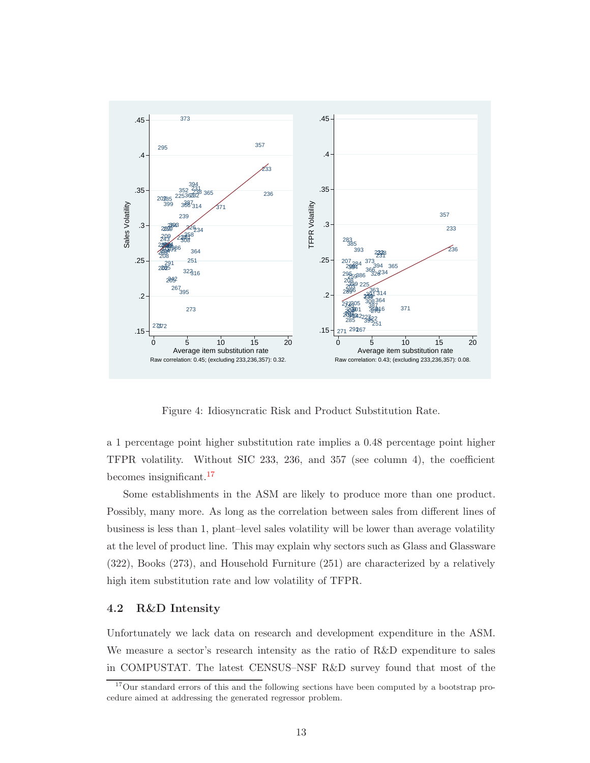Figure 4: Idiosyncratic Risk and Product Substitution Rate.

a 1 percentage point higher substitution rate implies a 0.48 percentage point higher TFPR volatility. Without SIC 233, 236, and 357 (see column 4), the coefficient becomes insignificant.[17]

Some establishments in the ASM are likely to produce more than one product. Possibly, many more. As long as the correlation between sales from different lines of business is less than 1, plant–level sales volatility will be lower than average volatility at the level of product line. This may explain why sectors such as Glass and Glassware (322), Books (273), and Household Furniture (251) are characterized by a relatively high item substitution rate and low volatility of TFPR.

### 4.2 R&D Intensity

Unfortunately we lack data on research and development expenditure in the ASM. We measure a sector's research intensity as the ratio of R&D expenditure to sales in COMPUSTAT. The latest CENSUS–NSF R&D survey found that most of the

[17] Our standard errors of this and the following sections have been computed by a bootstrap procedure aimed at addressing the generated regressor problem.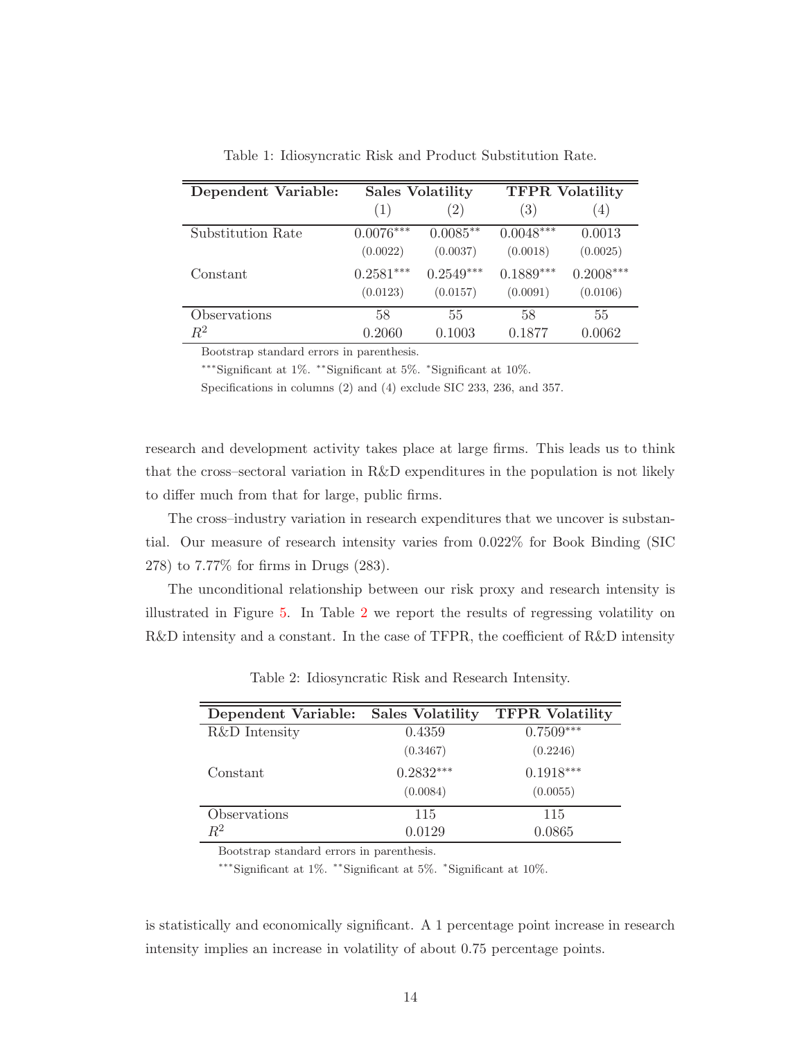Table 1: Idiosyncratic Risk and Product Substitution Rate.

| Dependent Variable: | Sales Volatility | | TFPR Volatility | |
|---|---|---|---|---|
| | (1) | (2) | (3) | (4) |
| Substitution Rate | 0.0076*** | 0.0085** | 0.0048*** | 0.0013 |
| | (0.0022) | (0.0037) | (0.0018) | (0.0025) |
| Constant | 0.2581*** | 0.2549*** | 0.1889*** | 0.2008*** |
| | (0.0123) | (0.0157) | (0.0091) | (0.0106) |
| Observations | 58 | 55 | 58 | 55 |
| $R^2$ | 0.2060 | 0.1003 | 0.1877 | 0.0062 |

Bootstrap standard errors in parenthesis.

***Significant at 1%. **Significant at 5%. *Significant at 10%.

Specifications in columns (2) and (4) exclude SIC 233, 236, and 357.

research and development activity takes place at large firms. This leads us to think that the cross–sectoral variation in R&D expenditures in the population is not likely to differ much from that for large, public firms.

The cross–industry variation in research expenditures that we uncover is substantial. Our measure of research intensity varies from 0.022% for Book Binding (SIC 278) to 7.77% for firms in Drugs (283).

The unconditional relationship between our risk proxy and research intensity is illustrated in Figure 5. In Table 2 we report the results of regressing volatility on R&D intensity and a constant. In the case of TFPR, the coefficient of R&D intensity

Table 2: Idiosyncratic Risk and Research Intensity.

| Dependent Variable: | Sales Volatility | TFPR Volatility |
|---|---|---|
| R&D Intensity | 0.4359 | 0.7509*** |
| | (0.3467) | (0.2246) |
| Constant | 0.2832*** | 0.1918*** |
| | (0.0084) | (0.0055) |
| Observations | 115 | 115 |
| $R^2$ | 0.0129 | 0.0865 |

Bootstrap standard errors in parenthesis.

***Significant at 1%. **Significant at 5%. *Significant at 10%.

is statistically and economically significant. A 1 percentage point increase in research intensity implies an increase in volatility of about 0.75 percentage points.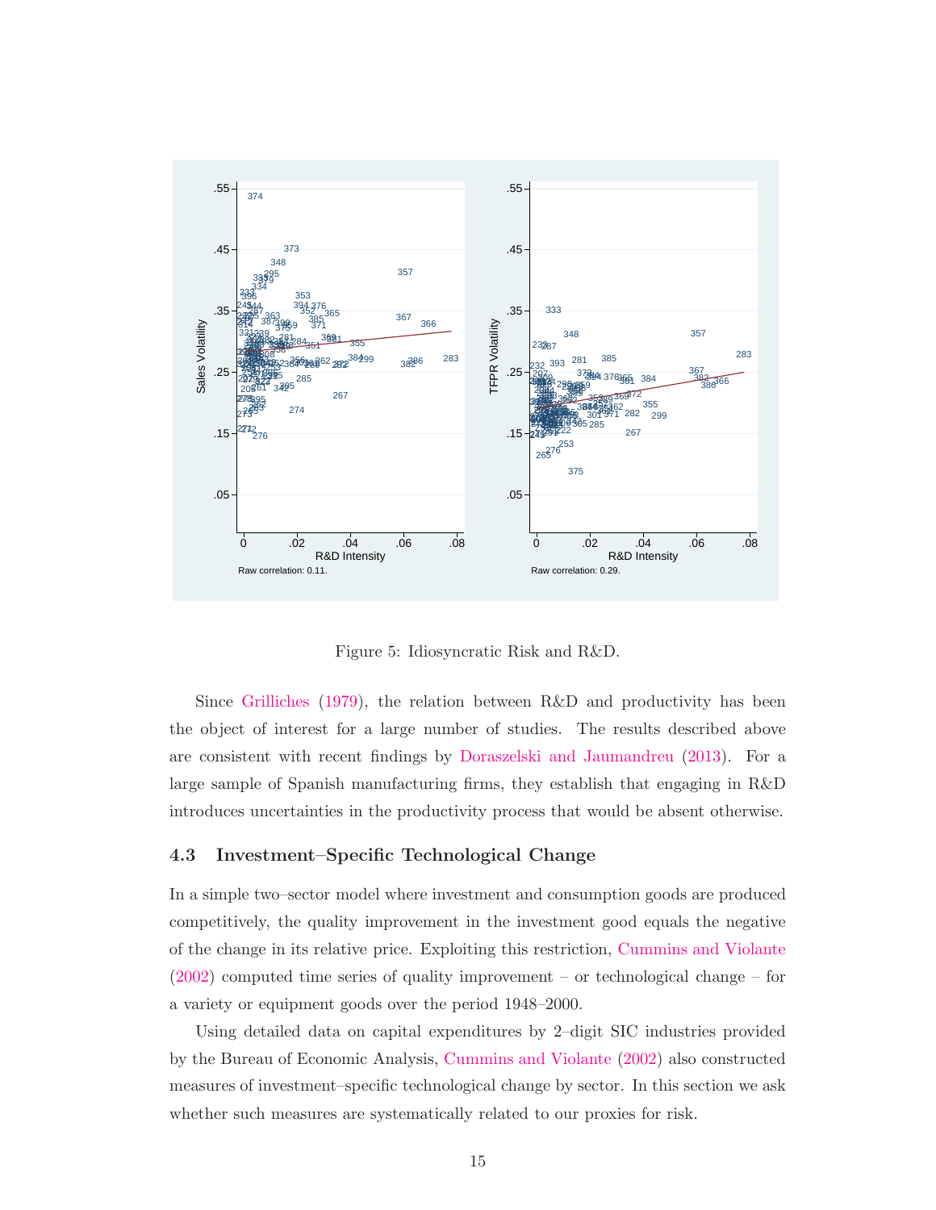Figure 5: Idiosyncratic Risk and R&D.

Since Griliches (1979), the relation between R&D and productivity has been the object of interest for a large number of studies. The results described above are consistent with recent findings by Doraszelski and Jaumandreu (2013). For a large sample of Spanish manufacturing firms, they establish that engaging in R&D introduces uncertainties in the productivity process that would be absent otherwise.

### 4.3 Investment–Specific Technological Change

In a simple two–sector model where investment and consumption goods are produced competitively, the quality improvement in the investment good equals the negative of the change in its relative price. Exploiting this restriction, Cummins and Violante (2002) computed time series of quality improvement – or technological change – for a variety or equipment goods over the period 1948–2000.

Using detailed data on capital expenditures by 2–digit SIC industries provided by the Bureau of Economic Analysis, Cummins and Violante (2002) also constructed measures of investment–specific technological change by sector. In this section we ask whether such measures are systematically related to our proxies for risk.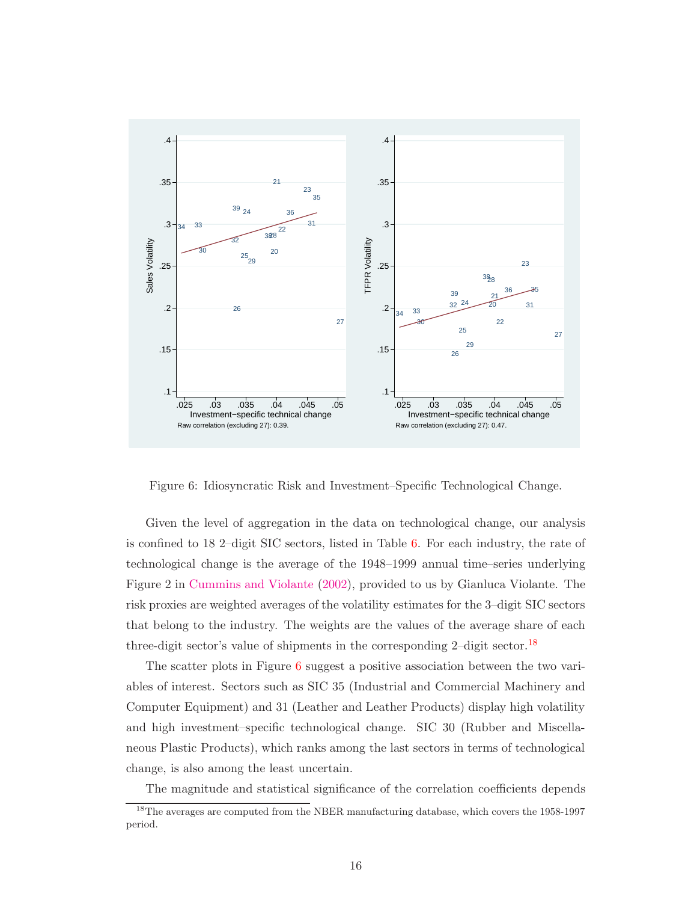Figure 6: Idiosyncratic Risk and Investment–Specific Technological Change.

Given the level of aggregation in the data on technological change, our analysis is confined to 18 2–digit SIC sectors, listed in Table 6. For each industry, the rate of technological change is the average of the 1948–1999 annual time–series underlying Figure 2 in Cummins and Violante (2002), provided to us by Gianluca Violante. The risk proxies are weighted averages of the volatility estimates for the 3–digit SIC sectors that belong to the industry. The weights are the values of the average share of each three-digit sector's value of shipments in the corresponding 2–digit sector.[18]

The scatter plots in Figure 6 suggest a positive association between the two variables of interest. Sectors such as SIC 35 (Industrial and Commercial Machinery and Computer Equipment) and 31 (Leather and Leather Products) display high volatility and high investment–specific technological change. SIC 30 (Rubber and Miscellaneous Plastic Products), which ranks among the last sectors in terms of technological change, is also among the least uncertain.

The magnitude and statistical significance of the correlation coefficients depends

[18] The averages are computed from the NBER manufacturing database, which covers the 1958-1997 period.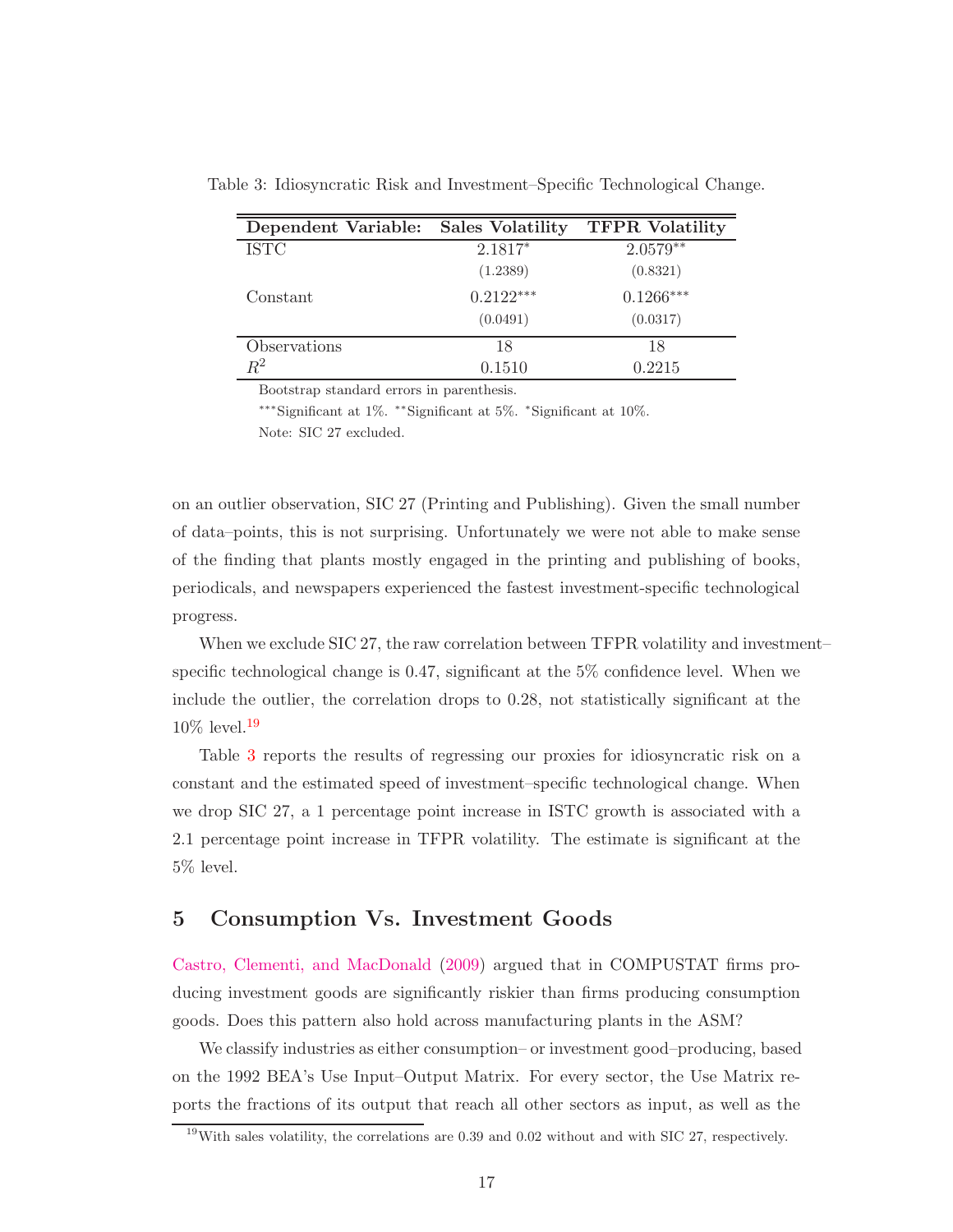Table 3: Idiosyncratic Risk and Investment–Specific Technological Change.

| Dependent Variable: | Sales Volatility | TFPR Volatility |
|---|---|---|
| ISTC | 2.1817* | 2.0579** |
| | (1.2389) | (0.8321) |
| Constant | 0.2122*** | 0.1266*** |
| | (0.0491) | (0.0317) |
| Observations | 18 | 18 |
| $R^2$ | 0.1510 | 0.2215 |

Bootstrap standard errors in parenthesis.

***Significant at 1%. **Significant at 5%. *Significant at 10%.

Note: SIC 27 excluded.

on an outlier observation, SIC 27 (Printing and Publishing). Given the small number of data–points, this is not surprising. Unfortunately we were not able to make sense of the finding that plants mostly engaged in the printing and publishing of books, periodicals, and newspapers experienced the fastest investment-specific technological progress.

When we exclude SIC 27, the raw correlation between TFPR volatility and investment–specific technological change is 0.47, significant at the 5% confidence level. When we include the outlier, the correlation drops to 0.28, not statistically significant at the 10% level.[19]

Table 3 reports the results of regressing our proxies for idiosyncratic risk on a constant and the estimated speed of investment–specific technological change. When we drop SIC 27, a 1 percentage point increase in ISTC growth is associated with a 2.1 percentage point increase in TFPR volatility. The estimate is significant at the 5% level.

## 5 Consumption Vs. Investment Goods

Castro, Clementi, and MacDonald (2009) argued that in COMPUSTAT firms producing investment goods are significantly riskier than firms producing consumption goods. Does this pattern also hold across manufacturing plants in the ASM?

We classify industries as either consumption– or investment good–producing, based on the 1992 BEA's Use Input–Output Matrix. For every sector, the Use Matrix reports the fractions of its output that reach all other sectors as input, as well as the

[19] With sales volatility, the correlations are 0.39 and 0.02 without and with SIC 27, respectively.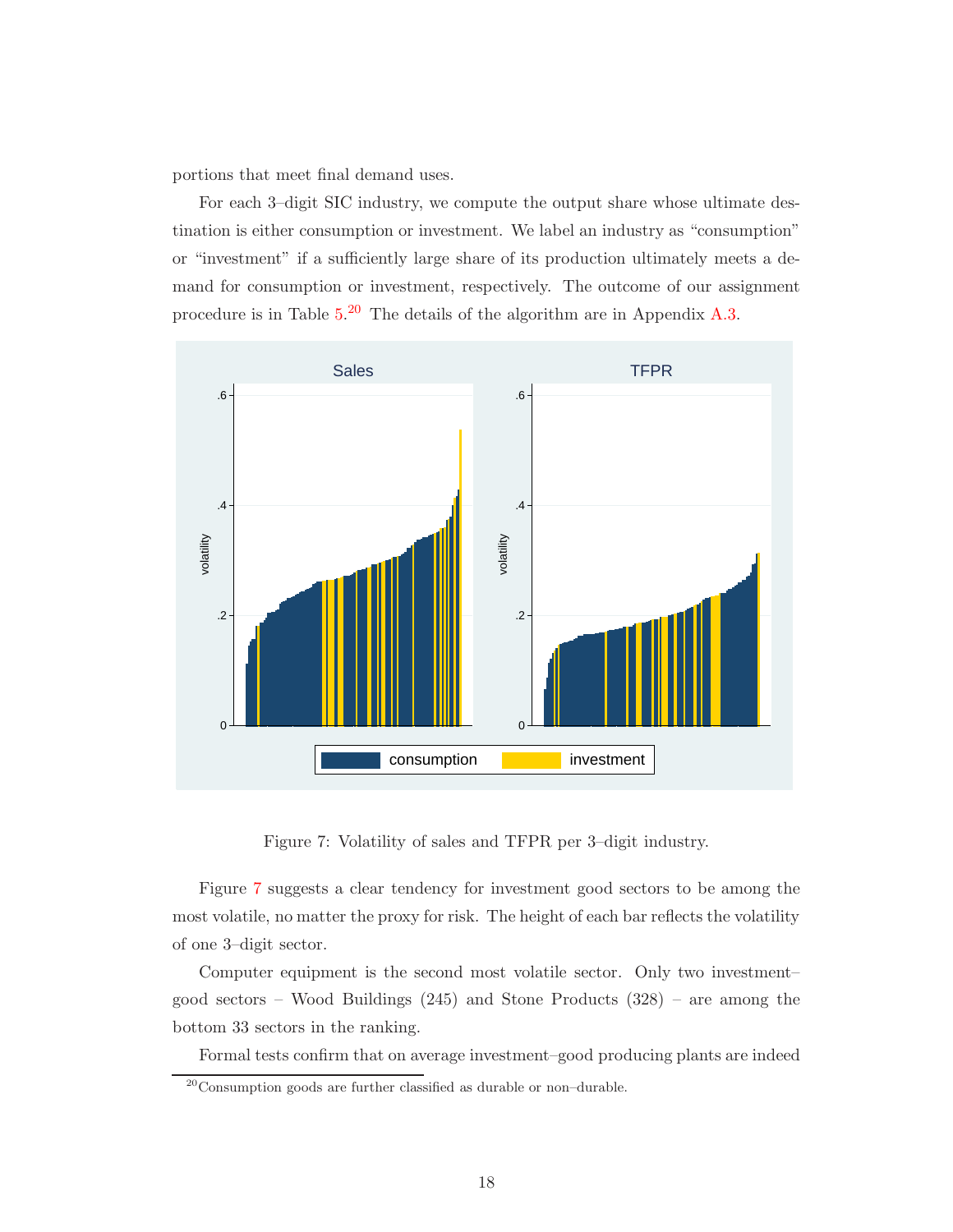portions that meet final demand uses.

For each 3–digit SIC industry, we compute the output share whose ultimate destination is either consumption or investment. We label an industry as "consumption" or "investment" if a sufficiently large share of its production ultimately meets a demand for consumption or investment, respectively. The outcome of our assignment procedure is in Table 5.[20] The details of the algorithm are in Appendix A.3.

Figure 7: Volatility of sales and TFPR per 3–digit industry.

Figure 7 suggests a clear tendency for investment good sectors to be among the most volatile, no matter the proxy for risk. The height of each bar reflects the volatility of one 3–digit sector.

Computer equipment is the second most volatile sector. Only two investment–good sectors – Wood Buildings (245) and Stone Products (328) – are among the bottom 33 sectors in the ranking.

Formal tests confirm that on average investment–good producing plants are indeed

[20]Consumption goods are further classified as durable or non–durable.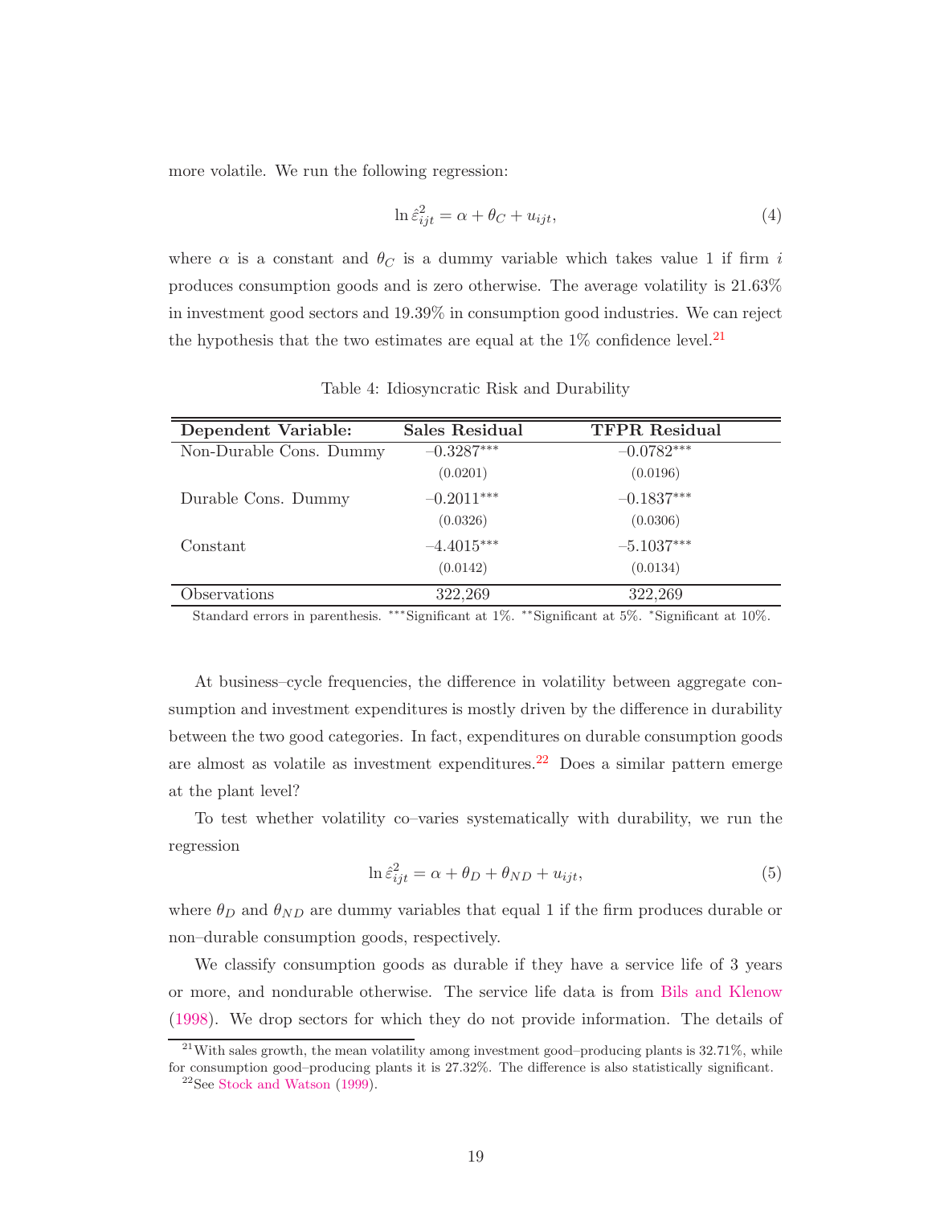more volatile. We run the following regression:

$$\ln \hat{\varepsilon}^2_{ijt} = \alpha + \theta_C + u_{ijt}, \tag{4}$$

where $\alpha$ is a constant and $\theta_C$ is a dummy variable which takes value 1 if firm $i$ produces consumption goods and is zero otherwise. The average volatility is 21.63% in investment good sectors and 19.39% in consumption good industries. We can reject the hypothesis that the two estimates are equal at the 1% confidence level.[21]

Table 4: Idiosyncratic Risk and Durability

| **Dependent Variable:** | **Sales Residual** | **TFPR Residual** |
|---|---|---|
| Non-Durable Cons. Dummy | –0.3287*** | –0.0782*** |
| | (0.0201) | (0.0196) |
| Durable Cons. Dummy | –0.2011*** | –0.1837*** |
| | (0.0326) | (0.0306) |
| Constant | –4.4015*** | –5.1037*** |
| | (0.0142) | (0.0134) |
| Observations | 322,269 | 322,269 |

Standard errors in parenthesis. ***Significant at 1%. **Significant at 5%. *Significant at 10%.

At business–cycle frequencies, the difference in volatility between aggregate consumption and investment expenditures is mostly driven by the difference in durability between the two good categories. In fact, expenditures on durable consumption goods are almost as volatile as investment expenditures.[22] Does a similar pattern emerge at the plant level?

To test whether volatility co–varies systematically with durability, we run the regression

$$\ln \hat{\varepsilon}^2_{ijt} = \alpha + \theta_D + \theta_{ND} + u_{ijt}, \tag{5}$$

where $\theta_D$ and $\theta_{ND}$ are dummy variables that equal 1 if the firm produces durable or non–durable consumption goods, respectively.

We classify consumption goods as durable if they have a service life of 3 years or more, and nondurable otherwise. The service life data is from Bils and Klenow (1998). We drop sectors for which they do not provide information. The details of

[21] With sales growth, the mean volatility among investment good–producing plants is 32.71%, while for consumption good–producing plants it is 27.32%. The difference is also statistically significant.

[22] See Stock and Watson (1999).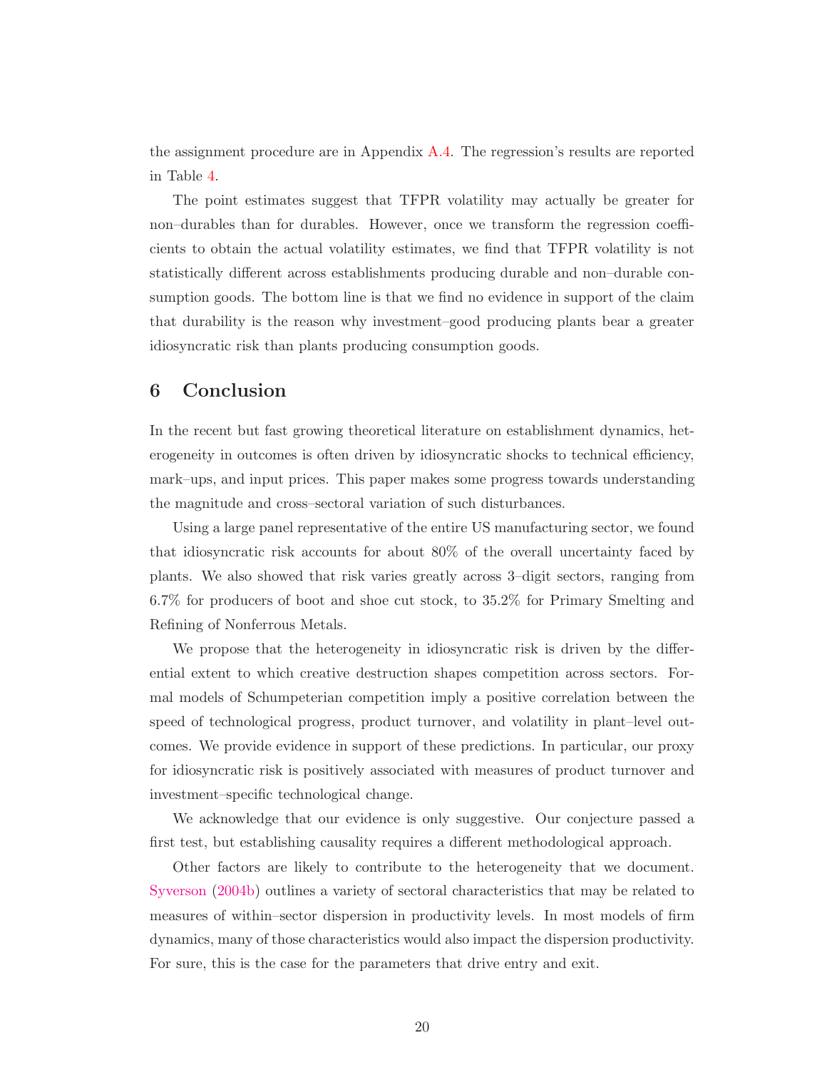the assignment procedure are in Appendix A.4. The regression's results are reported in Table 4.

The point estimates suggest that TFPR volatility may actually be greater for non–durables than for durables. However, once we transform the regression coefficients to obtain the actual volatility estimates, we find that TFPR volatility is not statistically different across establishments producing durable and non–durable consumption goods. The bottom line is that we find no evidence in support of the claim that durability is the reason why investment–good producing plants bear a greater idiosyncratic risk than plants producing consumption goods.

# 6 Conclusion

In the recent but fast growing theoretical literature on establishment dynamics, heterogeneity in outcomes is often driven by idiosyncratic shocks to technical efficiency, mark–ups, and input prices. This paper makes some progress towards understanding the magnitude and cross–sectoral variation of such disturbances.

Using a large panel representative of the entire US manufacturing sector, we found that idiosyncratic risk accounts for about 80% of the overall uncertainty faced by plants. We also showed that risk varies greatly across 3–digit sectors, ranging from 6.7% for producers of boot and shoe cut stock, to 35.2% for Primary Smelting and Refining of Nonferrous Metals.

We propose that the heterogeneity in idiosyncratic risk is driven by the differential extent to which creative destruction shapes competition across sectors. Formal models of Schumpeterian competition imply a positive correlation between the speed of technological progress, product turnover, and volatility in plant–level outcomes. We provide evidence in support of these predictions. In particular, our proxy for idiosyncratic risk is positively associated with measures of product turnover and investment–specific technological change.

We acknowledge that our evidence is only suggestive. Our conjecture passed a first test, but establishing causality requires a different methodological approach.

Other factors are likely to contribute to the heterogeneity that we document. Syverson (2004b) outlines a variety of sectoral characteristics that may be related to measures of within–sector dispersion in productivity levels. In most models of firm dynamics, many of those characteristics would also impact the dispersion productivity. For sure, this is the case for the parameters that drive entry and exit.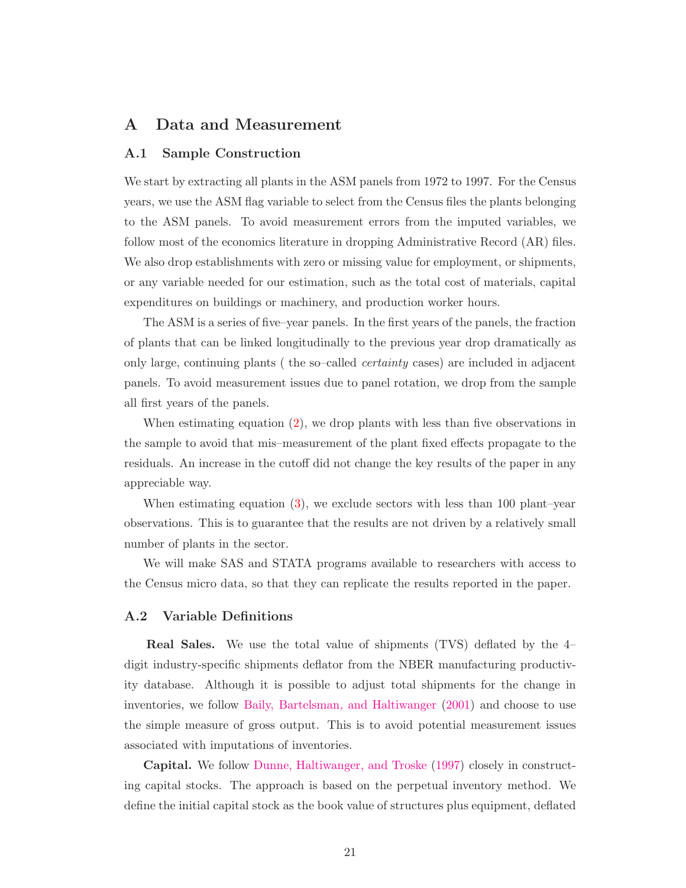# A Data and Measurement

## A.1 Sample Construction

We start by extracting all plants in the ASM panels from 1972 to 1997. For the Census years, we use the ASM flag variable to select from the Census files the plants belonging to the ASM panels. To avoid measurement errors from the imputed variables, we follow most of the economics literature in dropping Administrative Record (AR) files. We also drop establishments with zero or missing value for employment, or shipments, or any variable needed for our estimation, such as the total cost of materials, capital expenditures on buildings or machinery, and production worker hours.

The ASM is a series of five–year panels. In the first years of the panels, the fraction of plants that can be linked longitudinally to the previous year drop dramatically as only large, continuing plants ( the so–called *certainty* cases) are included in adjacent panels. To avoid measurement issues due to panel rotation, we drop from the sample all first years of the panels.

When estimating equation (2), we drop plants with less than five observations in the sample to avoid that mis–measurement of the plant fixed effects propagate to the residuals. An increase in the cutoff did not change the key results of the paper in any appreciable way.

When estimating equation (3), we exclude sectors with less than 100 plant–year observations. This is to guarantee that the results are not driven by a relatively small number of plants in the sector.

We will make SAS and STATA programs available to researchers with access to the Census micro data, so that they can replicate the results reported in the paper.

## A.2 Variable Definitions

**Real Sales.** We use the total value of shipments (TVS) deflated by the 4–digit industry-specific shipments deflator from the NBER manufacturing productivity database. Although it is possible to adjust total shipments for the change in inventories, we follow Baily, Bartelsman, and Haltiwanger (2001) and choose to use the simple measure of gross output. This is to avoid potential measurement issues associated with imputations of inventories.

**Capital.** We follow Dunne, Haltiwanger, and Troske (1997) closely in constructing capital stocks. The approach is based on the perpetual inventory method. We define the initial capital stock as the book value of structures plus equipment, deflated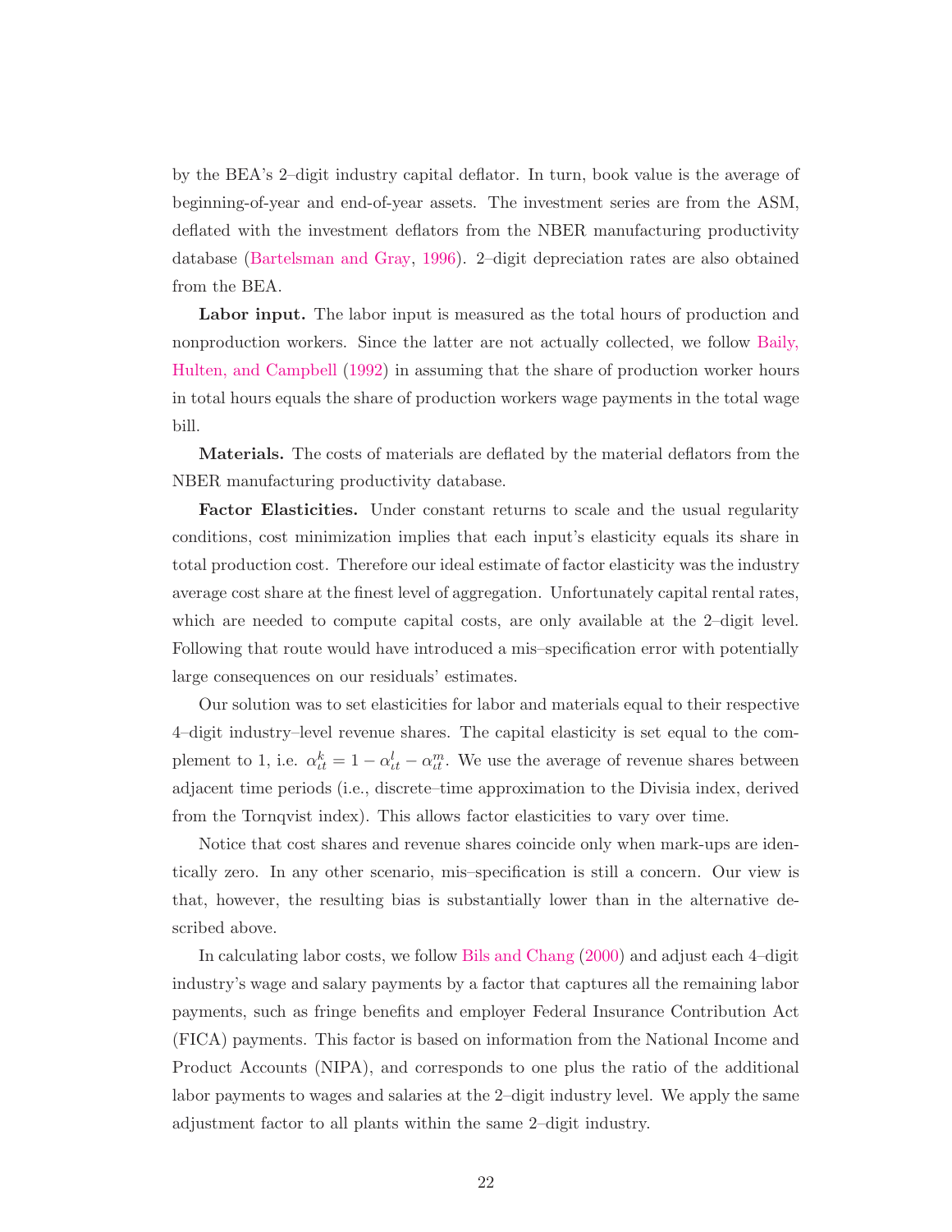by the BEA's 2–digit industry capital deflator. In turn, book value is the average of beginning-of-year and end-of-year assets. The investment series are from the ASM, deflated with the investment deflators from the NBER manufacturing productivity database (Bartelsman and Gray, 1996). 2–digit depreciation rates are also obtained from the BEA.

**Labor input.** The labor input is measured as the total hours of production and nonproduction workers. Since the latter are not actually collected, we follow Baily, Hulten, and Campbell (1992) in assuming that the share of production worker hours in total hours equals the share of production workers wage payments in the total wage bill.

**Materials.** The costs of materials are deflated by the material deflators from the NBER manufacturing productivity database.

**Factor Elasticities.** Under constant returns to scale and the usual regularity conditions, cost minimization implies that each input's elasticity equals its share in total production cost. Therefore our ideal estimate of factor elasticity was the industry average cost share at the finest level of aggregation. Unfortunately capital rental rates, which are needed to compute capital costs, are only available at the 2–digit level. Following that route would have introduced a mis–specification error with potentially large consequences on our residuals' estimates.

Our solution was to set elasticities for labor and materials equal to their respective 4–digit industry–level revenue shares. The capital elasticity is set equal to the complement to 1, i.e. $\alpha^k_{\iota t} = 1 - \alpha^l_{\iota t} - \alpha^m_{\iota t}$. We use the average of revenue shares between adjacent time periods (i.e., discrete–time approximation to the Divisia index, derived from the Tornqvist index). This allows factor elasticities to vary over time.

Notice that cost shares and revenue shares coincide only when mark-ups are identically zero. In any other scenario, mis–specification is still a concern. Our view is that, however, the resulting bias is substantially lower than in the alternative described above.

In calculating labor costs, we follow Bils and Chang (2000) and adjust each 4–digit industry's wage and salary payments by a factor that captures all the remaining labor payments, such as fringe benefits and employer Federal Insurance Contribution Act (FICA) payments. This factor is based on information from the National Income and Product Accounts (NIPA), and corresponds to one plus the ratio of the additional labor payments to wages and salaries at the 2–digit industry level. We apply the same adjustment factor to all plants within the same 2–digit industry.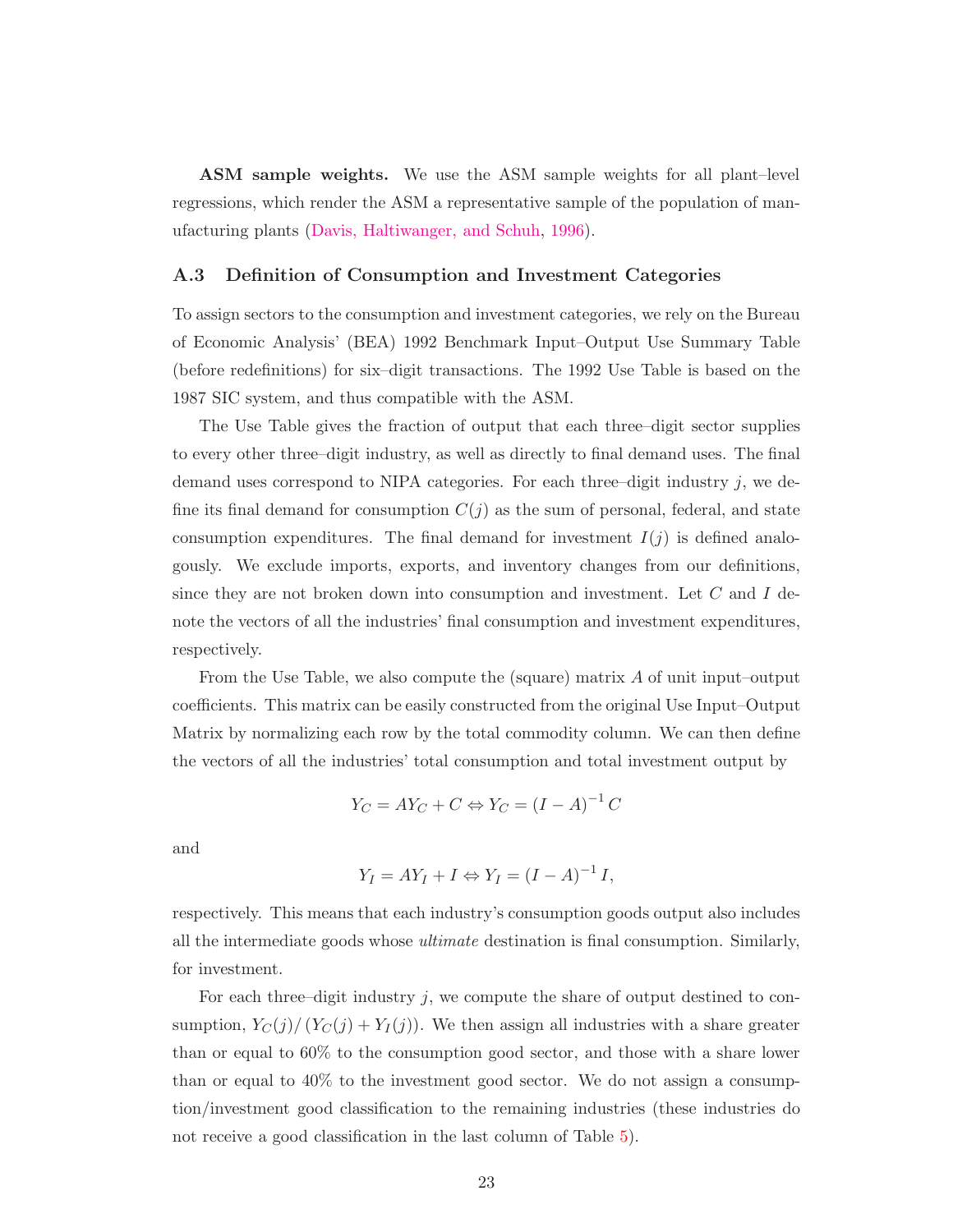**ASM sample weights.** We use the ASM sample weights for all plant–level regressions, which render the ASM a representative sample of the population of manufacturing plants (Davis, Haltiwanger, and Schuh, 1996).

### A.3 Definition of Consumption and Investment Categories

To assign sectors to the consumption and investment categories, we rely on the Bureau of Economic Analysis' (BEA) 1992 Benchmark Input–Output Use Summary Table (before redefinitions) for six–digit transactions. The 1992 Use Table is based on the 1987 SIC system, and thus compatible with the ASM.

The Use Table gives the fraction of output that each three–digit sector supplies to every other three–digit industry, as well as directly to final demand uses. The final demand uses correspond to NIPA categories. For each three–digit industry $j$, we define its final demand for consumption $C(j)$ as the sum of personal, federal, and state consumption expenditures. The final demand for investment $I(j)$ is defined analogously. We exclude imports, exports, and inventory changes from our definitions, since they are not broken down into consumption and investment. Let $C$ and $I$ denote the vectors of all the industries' final consumption and investment expenditures, respectively.

From the Use Table, we also compute the (square) matrix $A$ of unit input–output coefficients. This matrix can be easily constructed from the original Use Input–Output Matrix by normalizing each row by the total commodity column. We can then define the vectors of all the industries' total consumption and total investment output by

$$Y_C = AY_C + C \Leftrightarrow Y_C = (I - A)^{-1} C$$

and

$$Y_I = AY_I + I \Leftrightarrow Y_I = (I - A)^{-1} I,$$

respectively. This means that each industry's consumption goods output also includes all the intermediate goods whose *ultimate* destination is final consumption. Similarly, for investment.

For each three–digit industry $j$, we compute the share of output destined to consumption, $Y_C(j) / (Y_C(j) + Y_I(j))$. We then assign all industries with a share greater than or equal to 60% to the consumption good sector, and those with a share lower than or equal to 40% to the investment good sector. We do not assign a consumption/investment good classification to the remaining industries (these industries do not receive a good classification in the last column of Table 5).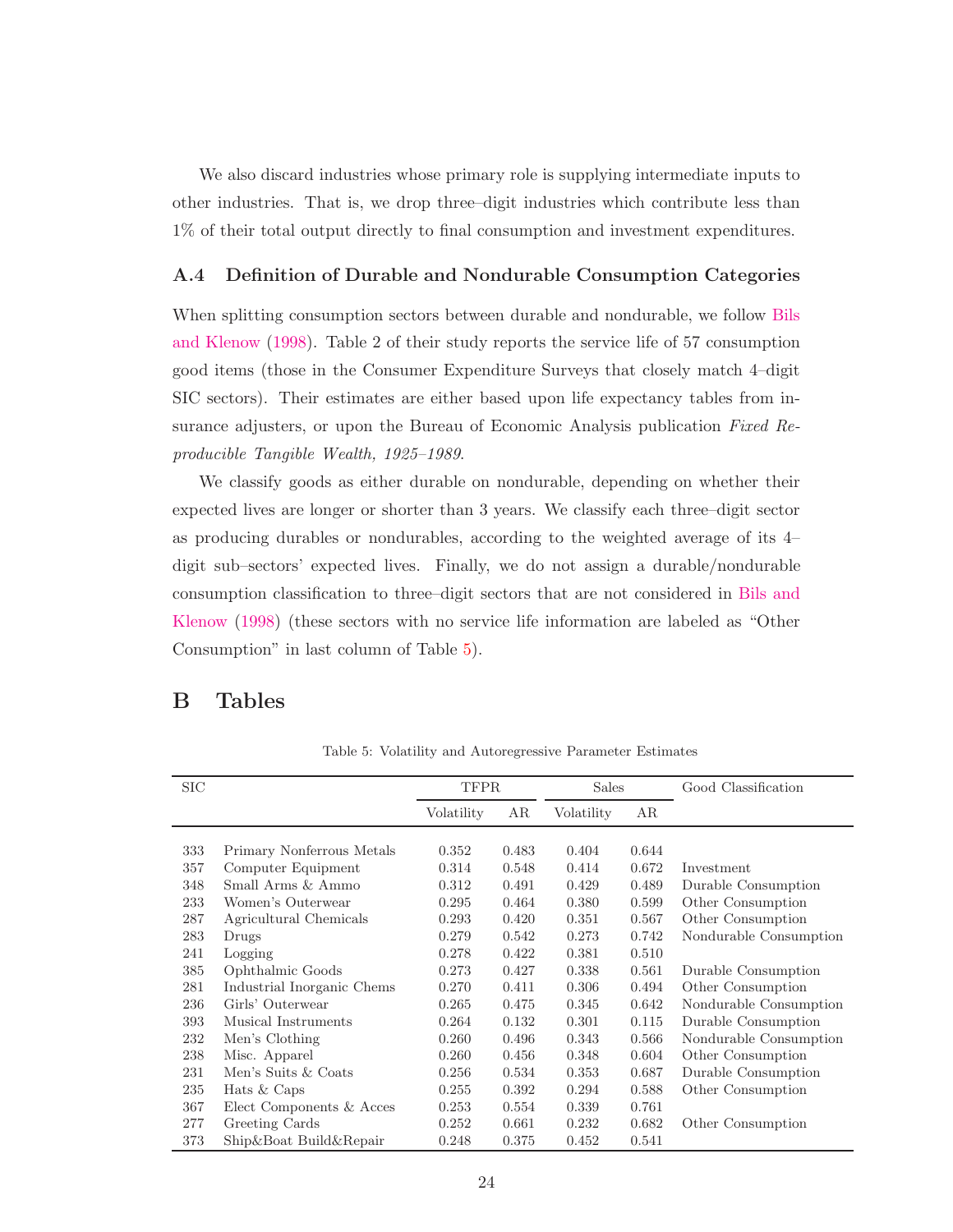We also discard industries whose primary role is supplying intermediate inputs to other industries. That is, we drop three–digit industries which contribute less than 1% of their total output directly to final consumption and investment expenditures.

### A.4 Definition of Durable and Nondurable Consumption Categories

When splitting consumption sectors between durable and nondurable, we follow Bils and Klenow (1998). Table 2 of their study reports the service life of 57 consumption good items (those in the Consumer Expenditure Surveys that closely match 4–digit SIC sectors). Their estimates are either based upon life expectancy tables from insurance adjusters, or upon the Bureau of Economic Analysis publication *Fixed Reproducible Tangible Wealth, 1925–1989*.

We classify goods as either durable on nondurable, depending on whether their expected lives are longer or shorter than 3 years. We classify each three–digit sector as producing durables or nondurables, according to the weighted average of its 4–digit sub–sectors' expected lives. Finally, we do not assign a durable/nondurable consumption classification to three–digit sectors that are not considered in Bils and Klenow (1998) (these sectors with no service life information are labeled as "Other Consumption" in last column of Table 5).

## B Tables

Table 5: Volatility and Autoregressive Parameter Estimates

| SIC | | TFPR | | Sales | | Good Classification |
|---|---|---|---|---|---|---|
| | | Volatility | AR | Volatility | AR | |
| 333 | Primary Nonferrous Metals | 0.352 | 0.483 | 0.404 | 0.644 | |
| 357 | Computer Equipment | 0.314 | 0.548 | 0.414 | 0.672 | Investment |
| 348 | Small Arms & Ammo | 0.312 | 0.491 | 0.429 | 0.489 | Durable Consumption |
| 233 | Women's Outerwear | 0.295 | 0.464 | 0.380 | 0.599 | Other Consumption |
| 287 | Agricultural Chemicals | 0.293 | 0.420 | 0.351 | 0.567 | Other Consumption |
| 283 | Drugs | 0.279 | 0.542 | 0.273 | 0.742 | Nondurable Consumption |
| 241 | Logging | 0.278 | 0.422 | 0.381 | 0.510 | |
| 385 | Ophthalmic Goods | 0.273 | 0.427 | 0.338 | 0.561 | Durable Consumption |
| 281 | Industrial Inorganic Chems | 0.270 | 0.411 | 0.306 | 0.494 | Other Consumption |
| 236 | Girls' Outerwear | 0.265 | 0.475 | 0.345 | 0.642 | Nondurable Consumption |
| 393 | Musical Instruments | 0.264 | 0.132 | 0.301 | 0.115 | Durable Consumption |
| 232 | Men's Clothing | 0.260 | 0.496 | 0.343 | 0.566 | Nondurable Consumption |
| 238 | Misc. Apparel | 0.260 | 0.456 | 0.348 | 0.604 | Other Consumption |
| 231 | Men's Suits & Coats | 0.256 | 0.534 | 0.353 | 0.687 | Durable Consumption |
| 235 | Hats & Caps | 0.255 | 0.392 | 0.294 | 0.588 | Other Consumption |
| 367 | Elect Components & Acces | 0.253 | 0.554 | 0.339 | 0.761 | |
| 277 | Greeting Cards | 0.252 | 0.661 | 0.232 | 0.682 | Other Consumption |
| 373 | Ship&Boat Build&Repair | 0.248 | 0.375 | 0.452 | 0.541 | |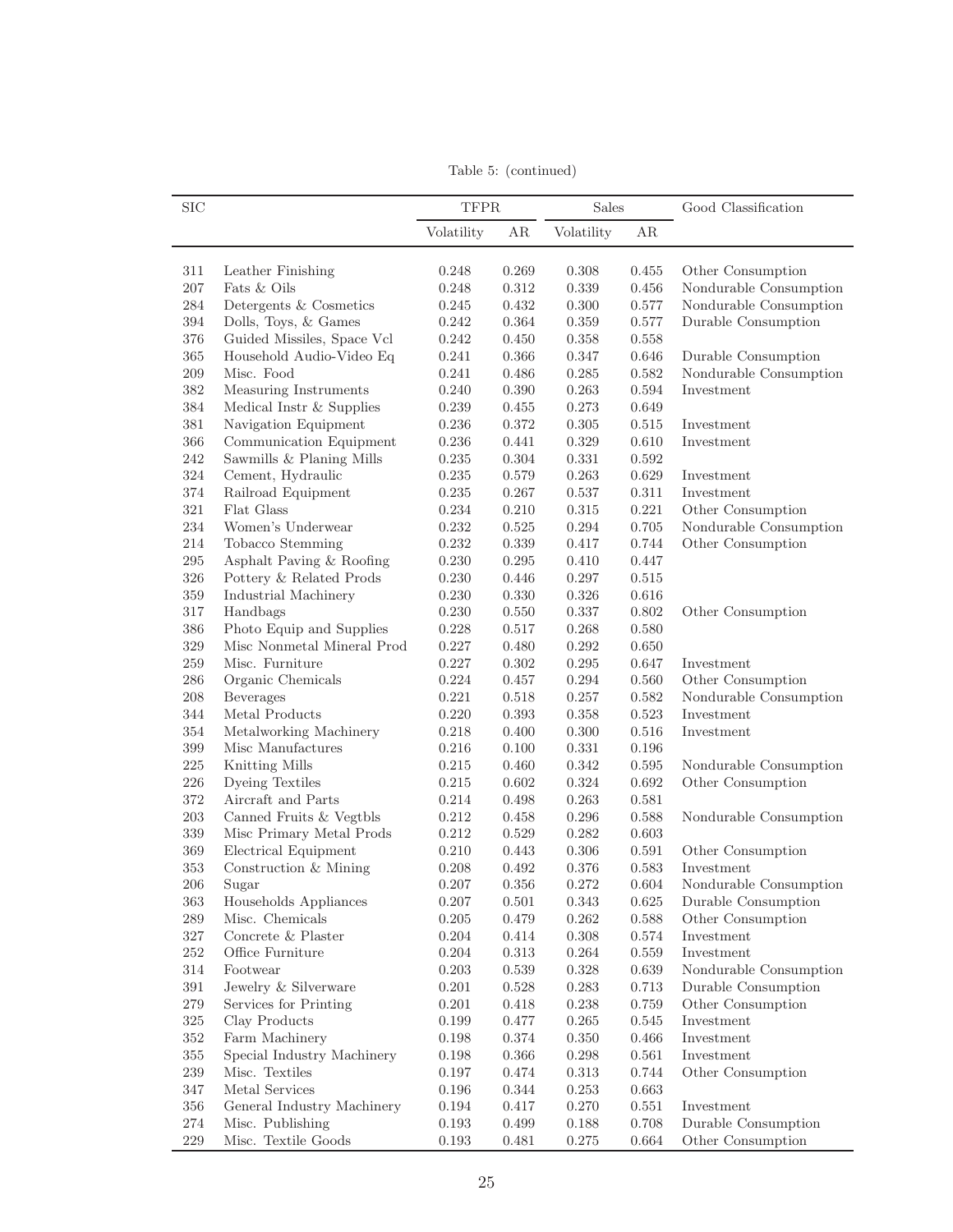Table 5: (continued)

| SIC | | TFPR | | Sales | | Good Classification |
|---|---|---|---|---|---|---|
| | | Volatility | AR | Volatility | AR | |
| 311 | Leather Finishing | 0.248 | 0.269 | 0.308 | 0.455 | Other Consumption |
| 207 | Fats & Oils | 0.248 | 0.312 | 0.339 | 0.456 | Nondurable Consumption |
| 284 | Detergents & Cosmetics | 0.245 | 0.432 | 0.300 | 0.577 | Nondurable Consumption |
| 394 | Dolls, Toys, & Games | 0.242 | 0.364 | 0.359 | 0.577 | Durable Consumption |
| 376 | Guided Missiles, Space Vcl | 0.242 | 0.450 | 0.358 | 0.558 | |
| 365 | Household Audio-Video Eq | 0.241 | 0.366 | 0.347 | 0.646 | Durable Consumption |
| 209 | Misc. Food | 0.241 | 0.486 | 0.285 | 0.582 | Nondurable Consumption |
| 382 | Measuring Instruments | 0.240 | 0.390 | 0.263 | 0.594 | Investment |
| 384 | Medical Instr & Supplies | 0.239 | 0.455 | 0.273 | 0.649 | |
| 381 | Navigation Equipment | 0.236 | 0.372 | 0.305 | 0.515 | Investment |
| 366 | Communication Equipment | 0.236 | 0.441 | 0.329 | 0.610 | Investment |
| 242 | Sawmills & Planing Mills | 0.235 | 0.304 | 0.331 | 0.592 | |
| 324 | Cement, Hydraulic | 0.235 | 0.579 | 0.263 | 0.629 | Investment |
| 374 | Railroad Equipment | 0.235 | 0.267 | 0.537 | 0.311 | Investment |
| 321 | Flat Glass | 0.234 | 0.210 | 0.315 | 0.221 | Other Consumption |
| 234 | Women's Underwear | 0.232 | 0.525 | 0.294 | 0.705 | Nondurable Consumption |
| 214 | Tobacco Stemming | 0.232 | 0.339 | 0.417 | 0.744 | Other Consumption |
| 295 | Asphalt Paving & Roofing | 0.230 | 0.295 | 0.410 | 0.447 | |
| 326 | Pottery & Related Prods | 0.230 | 0.446 | 0.297 | 0.515 | |
| 359 | Industrial Machinery | 0.230 | 0.330 | 0.326 | 0.616 | |
| 317 | Handbags | 0.230 | 0.550 | 0.337 | 0.802 | Other Consumption |
| 386 | Photo Equip and Supplies | 0.228 | 0.517 | 0.268 | 0.580 | |
| 329 | Misc Nonmetal Mineral Prod | 0.227 | 0.480 | 0.292 | 0.650 | |
| 259 | Misc. Furniture | 0.227 | 0.302 | 0.295 | 0.647 | Investment |
| 286 | Organic Chemicals | 0.224 | 0.457 | 0.294 | 0.560 | Other Consumption |
| 208 | Beverages | 0.221 | 0.518 | 0.257 | 0.582 | Nondurable Consumption |
| 344 | Metal Products | 0.220 | 0.393 | 0.358 | 0.523 | Investment |
| 354 | Metalworking Machinery | 0.218 | 0.400 | 0.300 | 0.516 | Investment |
| 399 | Misc Manufactures | 0.216 | 0.100 | 0.331 | 0.196 | |
| 225 | Knitting Mills | 0.215 | 0.460 | 0.342 | 0.595 | Nondurable Consumption |
| 226 | Dyeing Textiles | 0.215 | 0.602 | 0.324 | 0.692 | Other Consumption |
| 372 | Aircraft and Parts | 0.214 | 0.498 | 0.263 | 0.581 | |
| 203 | Canned Fruits & Vegtbls | 0.212 | 0.458 | 0.296 | 0.588 | Nondurable Consumption |
| 339 | Misc Primary Metal Prods | 0.212 | 0.529 | 0.282 | 0.603 | |
| 369 | Electrical Equipment | 0.210 | 0.443 | 0.306 | 0.591 | Other Consumption |
| 353 | Construction & Mining | 0.208 | 0.492 | 0.376 | 0.583 | Investment |
| 206 | Sugar | 0.207 | 0.356 | 0.272 | 0.604 | Nondurable Consumption |
| 363 | Households Appliances | 0.207 | 0.501 | 0.343 | 0.625 | Durable Consumption |
| 289 | Misc. Chemicals | 0.205 | 0.479 | 0.262 | 0.588 | Other Consumption |
| 327 | Concrete & Plaster | 0.204 | 0.414 | 0.308 | 0.574 | Investment |
| 252 | Office Furniture | 0.204 | 0.313 | 0.264 | 0.559 | Investment |
| 314 | Footwear | 0.203 | 0.539 | 0.328 | 0.639 | Nondurable Consumption |
| 391 | Jewelry & Silverware | 0.201 | 0.528 | 0.283 | 0.713 | Durable Consumption |
| 279 | Services for Printing | 0.201 | 0.418 | 0.238 | 0.759 | Other Consumption |
| 325 | Clay Products | 0.199 | 0.477 | 0.265 | 0.545 | Investment |
| 352 | Farm Machinery | 0.198 | 0.374 | 0.350 | 0.466 | Investment |
| 355 | Special Industry Machinery | 0.198 | 0.366 | 0.298 | 0.561 | Investment |
| 239 | Misc. Textiles | 0.197 | 0.474 | 0.313 | 0.744 | Other Consumption |
| 347 | Metal Services | 0.196 | 0.344 | 0.253 | 0.663 | |
| 356 | General Industry Machinery | 0.194 | 0.417 | 0.270 | 0.551 | Investment |
| 274 | Misc. Publishing | 0.193 | 0.499 | 0.188 | 0.708 | Durable Consumption |
| 229 | Misc. Textile Goods | 0.193 | 0.481 | 0.275 | 0.664 | Other Consumption |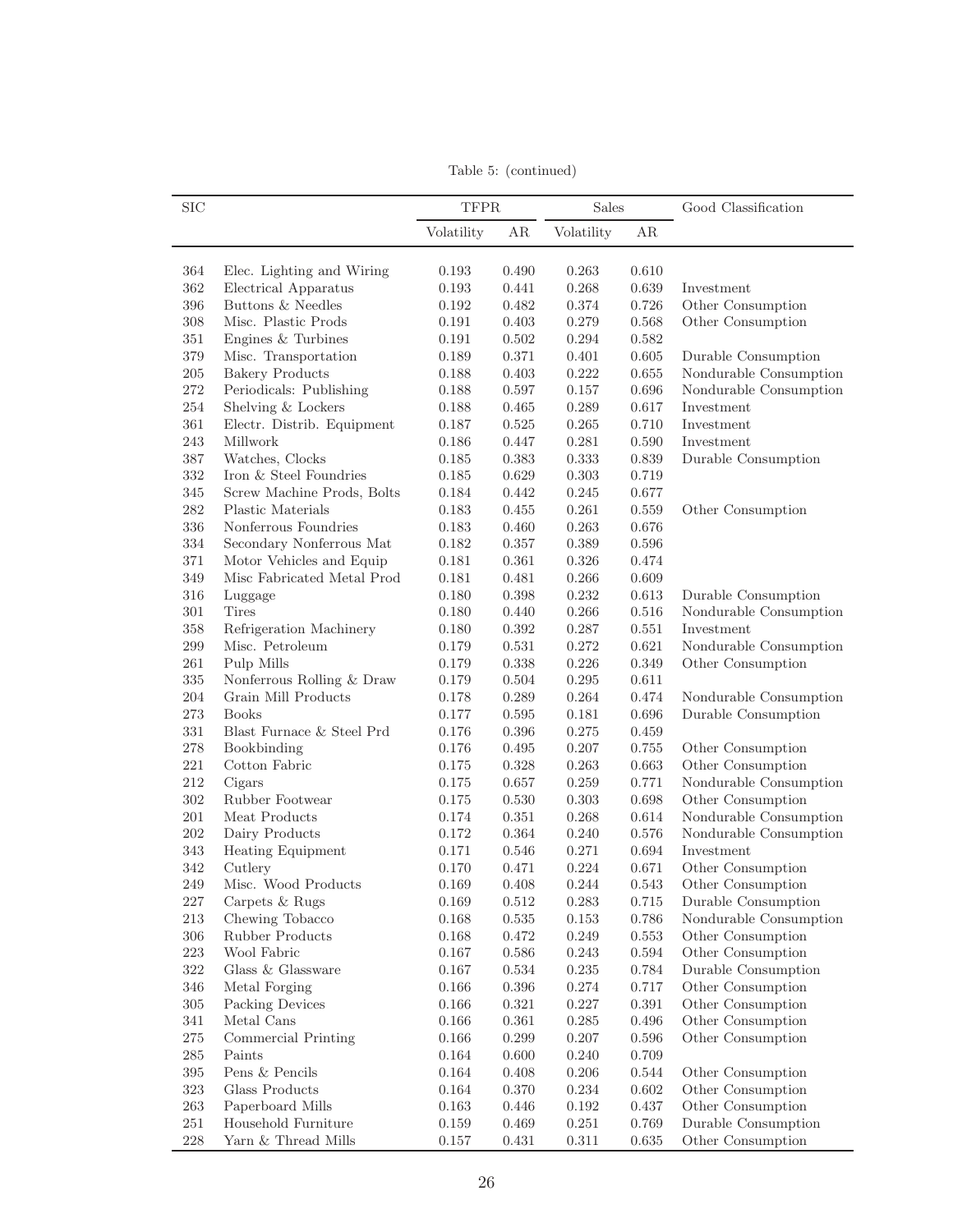Table 5: (continued)

| SIC | | TFPR | | Sales | | Good Classification |
|---|---|---|---|---|---|---|
| | | Volatility | AR | Volatility | AR | |
| 364 | Elec. Lighting and Wiring | 0.193 | 0.490 | 0.263 | 0.610 | |
| 362 | Electrical Apparatus | 0.193 | 0.441 | 0.268 | 0.639 | Investment |
| 396 | Buttons & Needles | 0.192 | 0.482 | 0.374 | 0.726 | Other Consumption |
| 308 | Misc. Plastic Prods | 0.191 | 0.403 | 0.279 | 0.568 | Other Consumption |
| 351 | Engines & Turbines | 0.191 | 0.502 | 0.294 | 0.582 | |
| 379 | Misc. Transportation | 0.189 | 0.371 | 0.401 | 0.605 | Durable Consumption |
| 205 | Bakery Products | 0.188 | 0.403 | 0.222 | 0.655 | Nondurable Consumption |
| 272 | Periodicals: Publishing | 0.188 | 0.597 | 0.157 | 0.696 | Nondurable Consumption |
| 254 | Shelving & Lockers | 0.188 | 0.465 | 0.289 | 0.617 | Investment |
| 361 | Electr. Distrib. Equipment | 0.187 | 0.525 | 0.265 | 0.710 | Investment |
| 243 | Millwork | 0.186 | 0.447 | 0.281 | 0.590 | Investment |
| 387 | Watches, Clocks | 0.185 | 0.383 | 0.333 | 0.839 | Durable Consumption |
| 332 | Iron & Steel Foundries | 0.185 | 0.629 | 0.303 | 0.719 | |
| 345 | Screw Machine Prods, Bolts | 0.184 | 0.442 | 0.245 | 0.677 | |
| 282 | Plastic Materials | 0.183 | 0.455 | 0.261 | 0.559 | Other Consumption |
| 336 | Nonferrous Foundries | 0.183 | 0.460 | 0.263 | 0.676 | |
| 334 | Secondary Nonferrous Mat | 0.182 | 0.357 | 0.389 | 0.596 | |
| 371 | Motor Vehicles and Equip | 0.181 | 0.361 | 0.326 | 0.474 | |
| 349 | Misc Fabricated Metal Prod | 0.181 | 0.481 | 0.266 | 0.609 | |
| 316 | Luggage | 0.180 | 0.398 | 0.232 | 0.613 | Durable Consumption |
| 301 | Tires | 0.180 | 0.440 | 0.266 | 0.516 | Nondurable Consumption |
| 358 | Refrigeration Machinery | 0.180 | 0.392 | 0.287 | 0.551 | Investment |
| 299 | Misc. Petroleum | 0.179 | 0.531 | 0.272 | 0.621 | Nondurable Consumption |
| 261 | Pulp Mills | 0.179 | 0.338 | 0.226 | 0.349 | Other Consumption |
| 335 | Nonferrous Rolling & Draw | 0.179 | 0.504 | 0.295 | 0.611 | |
| 204 | Grain Mill Products | 0.178 | 0.289 | 0.264 | 0.474 | Nondurable Consumption |
| 273 | Books | 0.177 | 0.595 | 0.181 | 0.696 | Durable Consumption |
| 331 | Blast Furnace & Steel Prd | 0.176 | 0.396 | 0.275 | 0.459 | |
| 278 | Bookbinding | 0.176 | 0.495 | 0.207 | 0.755 | Other Consumption |
| 221 | Cotton Fabric | 0.175 | 0.328 | 0.263 | 0.663 | Other Consumption |
| 212 | Cigars | 0.175 | 0.657 | 0.259 | 0.771 | Nondurable Consumption |
| 302 | Rubber Footwear | 0.175 | 0.530 | 0.303 | 0.698 | Other Consumption |
| 201 | Meat Products | 0.174 | 0.351 | 0.268 | 0.614 | Nondurable Consumption |
| 202 | Dairy Products | 0.172 | 0.364 | 0.240 | 0.576 | Nondurable Consumption |
| 343 | Heating Equipment | 0.171 | 0.546 | 0.271 | 0.694 | Investment |
| 342 | Cutlery | 0.170 | 0.471 | 0.224 | 0.671 | Other Consumption |
| 249 | Misc. Wood Products | 0.169 | 0.408 | 0.244 | 0.543 | Other Consumption |
| 227 | Carpets & Rugs | 0.169 | 0.512 | 0.283 | 0.715 | Durable Consumption |
| 213 | Chewing Tobacco | 0.168 | 0.535 | 0.153 | 0.786 | Nondurable Consumption |
| 306 | Rubber Products | 0.168 | 0.472 | 0.249 | 0.553 | Other Consumption |
| 223 | Wool Fabric | 0.167 | 0.586 | 0.243 | 0.594 | Other Consumption |
| 322 | Glass & Glassware | 0.167 | 0.534 | 0.235 | 0.784 | Durable Consumption |
| 346 | Metal Forging | 0.166 | 0.396 | 0.274 | 0.717 | Other Consumption |
| 305 | Packing Devices | 0.166 | 0.321 | 0.227 | 0.391 | Other Consumption |
| 341 | Metal Cans | 0.166 | 0.361 | 0.285 | 0.496 | Other Consumption |
| 275 | Commercial Printing | 0.166 | 0.299 | 0.207 | 0.596 | Other Consumption |
| 285 | Paints | 0.164 | 0.600 | 0.240 | 0.709 | |
| 395 | Pens & Pencils | 0.164 | 0.408 | 0.206 | 0.544 | Other Consumption |
| 323 | Glass Products | 0.164 | 0.370 | 0.234 | 0.602 | Other Consumption |
| 263 | Paperboard Mills | 0.163 | 0.446 | 0.192 | 0.437 | Other Consumption |
| 251 | Household Furniture | 0.159 | 0.469 | 0.251 | 0.769 | Durable Consumption |
| 228 | Yarn & Thread Mills | 0.157 | 0.431 | 0.311 | 0.635 | Other Consumption |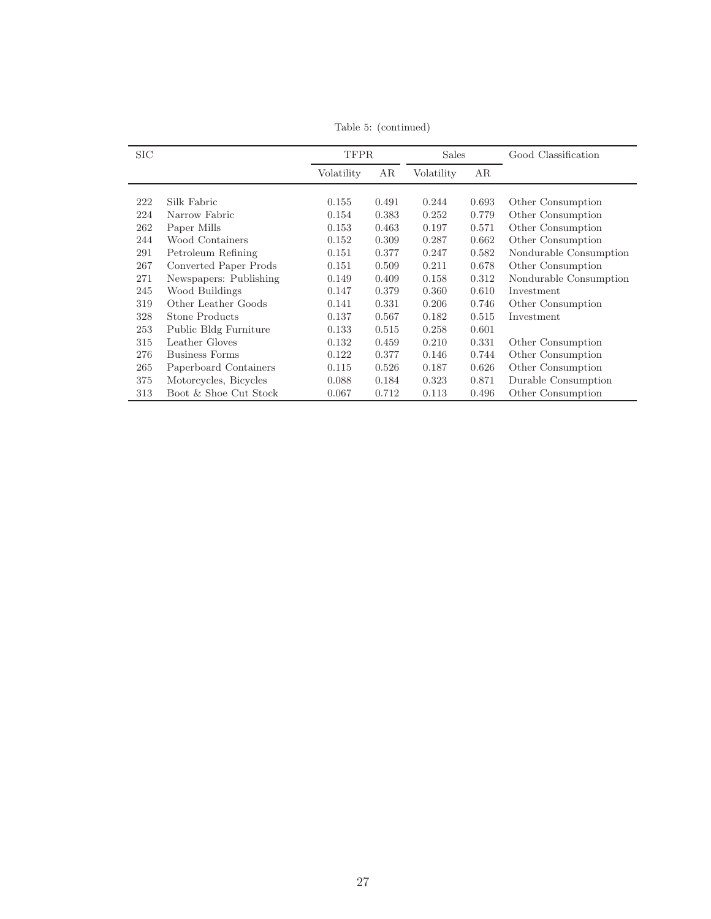Table 5: (continued)

| SIC | | TFPR | | Sales | | Good Classification |
|---|---|---|---|---|---|---|
| | | Volatility | AR | Volatility | AR | |
| 222 | Silk Fabric | 0.155 | 0.491 | 0.244 | 0.693 | Other Consumption |
| 224 | Narrow Fabric | 0.154 | 0.383 | 0.252 | 0.779 | Other Consumption |
| 262 | Paper Mills | 0.153 | 0.463 | 0.197 | 0.571 | Other Consumption |
| 244 | Wood Containers | 0.152 | 0.309 | 0.287 | 0.662 | Other Consumption |
| 291 | Petroleum Refining | 0.151 | 0.377 | 0.247 | 0.582 | Nondurable Consumption |
| 267 | Converted Paper Prods | 0.151 | 0.509 | 0.211 | 0.678 | Other Consumption |
| 271 | Newspapers: Publishing | 0.149 | 0.409 | 0.158 | 0.312 | Nondurable Consumption |
| 245 | Wood Buildings | 0.147 | 0.379 | 0.360 | 0.610 | Investment |
| 319 | Other Leather Goods | 0.141 | 0.331 | 0.206 | 0.746 | Other Consumption |
| 328 | Stone Products | 0.137 | 0.567 | 0.182 | 0.515 | Investment |
| 253 | Public Bldg Furniture | 0.133 | 0.515 | 0.258 | 0.601 | |
| 315 | Leather Gloves | 0.132 | 0.459 | 0.210 | 0.331 | Other Consumption |
| 276 | Business Forms | 0.122 | 0.377 | 0.146 | 0.744 | Other Consumption |
| 265 | Paperboard Containers | 0.115 | 0.526 | 0.187 | 0.626 | Other Consumption |
| 375 | Motorcycles, Bicycles | 0.088 | 0.184 | 0.323 | 0.871 | Durable Consumption |
| 313 | Boot & Shoe Cut Stock | 0.067 | 0.712 | 0.113 | 0.496 | Other Consumption |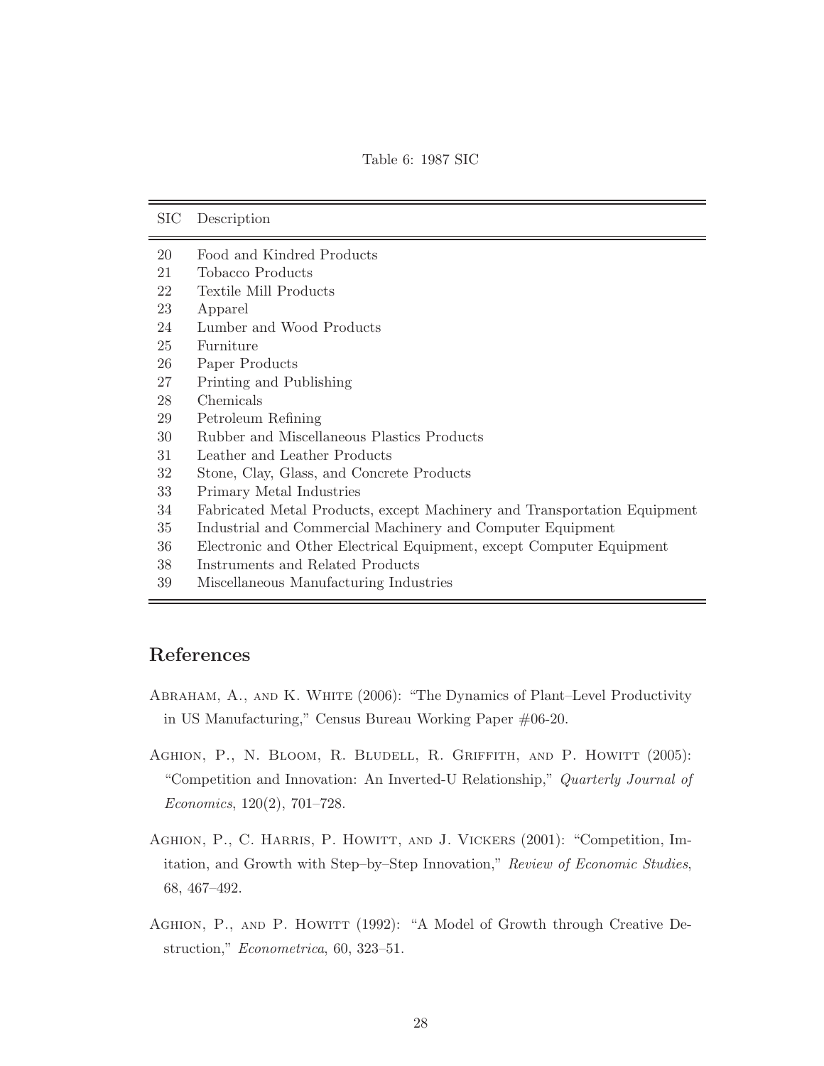Table 6: 1987 SIC

| SIC | Description |
|---|---|
| 20 | Food and Kindred Products |
| 21 | Tobacco Products |
| 22 | Textile Mill Products |
| 23 | Apparel |
| 24 | Lumber and Wood Products |
| 25 | Furniture |
| 26 | Paper Products |
| 27 | Printing and Publishing |
| 28 | Chemicals |
| 29 | Petroleum Refining |
| 30 | Rubber and Miscellaneous Plastics Products |
| 31 | Leather and Leather Products |
| 32 | Stone, Clay, Glass, and Concrete Products |
| 33 | Primary Metal Industries |
| 34 | Fabricated Metal Products, except Machinery and Transportation Equipment |
| 35 | Industrial and Commercial Machinery and Computer Equipment |
| 36 | Electronic and Other Electrical Equipment, except Computer Equipment |
| 38 | Instruments and Related Products |
| 39 | Miscellaneous Manufacturing Industries |

## References

Abraham, A., and K. White (2006): "The Dynamics of Plant–Level Productivity in US Manufacturing," Census Bureau Working Paper #06-20.

Aghion, P., N. Bloom, R. Bludell, R. Griffith, and P. Howitt (2005): "Competition and Innovation: An Inverted-U Relationship," *Quarterly Journal of Economics*, 120(2), 701–728.

Aghion, P., C. Harris, P. Howitt, and J. Vickers (2001): "Competition, Imitation, and Growth with Step–by–Step Innovation," *Review of Economic Studies*, 68, 467–492.

Aghion, P., and P. Howitt (1992): "A Model of Growth through Creative Destruction," *Econometrica*, 60, 323–51.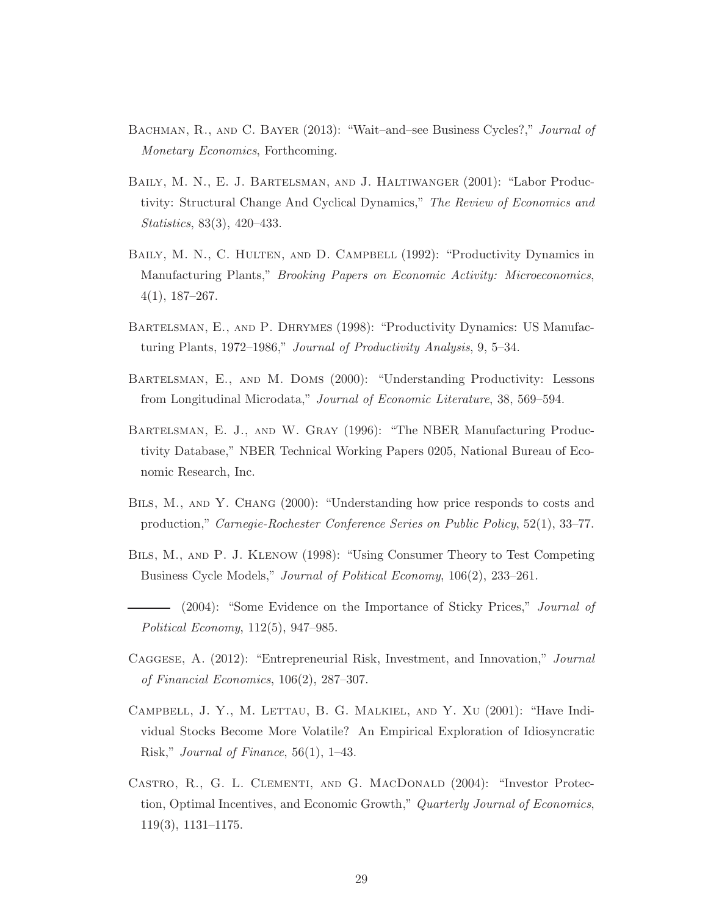Bachman, R., and C. Bayer (2013): "Wait–and–see Business Cycles?," *Journal of Monetary Economics*, Forthcoming.

Baily, M. N., E. J. Bartelsman, and J. Haltiwanger (2001): "Labor Productivity: Structural Change And Cyclical Dynamics," *The Review of Economics and Statistics*, 83(3), 420–433.

Baily, M. N., C. Hulten, and D. Campbell (1992): "Productivity Dynamics in Manufacturing Plants," *Brooking Papers on Economic Activity: Microeconomics*, 4(1), 187–267.

Bartelsman, E., and P. Dhrymes (1998): "Productivity Dynamics: US Manufacturing Plants, 1972–1986," *Journal of Productivity Analysis*, 9, 5–34.

Bartelsman, E., and M. Doms (2000): "Understanding Productivity: Lessons from Longitudinal Microdata," *Journal of Economic Literature*, 38, 569–594.

Bartelsman, E. J., and W. Gray (1996): "The NBER Manufacturing Productivity Database," NBER Technical Working Papers 0205, National Bureau of Economic Research, Inc.

Bils, M., and Y. Chang (2000): "Understanding how price responds to costs and production," *Carnegie-Rochester Conference Series on Public Policy*, 52(1), 33–77.

Bils, M., and P. J. Klenow (1998): "Using Consumer Theory to Test Competing Business Cycle Models," *Journal of Political Economy*, 106(2), 233–261.

——— (2004): "Some Evidence on the Importance of Sticky Prices," *Journal of Political Economy*, 112(5), 947–985.

Caggese, A. (2012): "Entrepreneurial Risk, Investment, and Innovation," *Journal of Financial Economics*, 106(2), 287–307.

Campbell, J. Y., M. Lettau, B. G. Malkiel, and Y. Xu (2001): "Have Individual Stocks Become More Volatile? An Empirical Exploration of Idiosyncratic Risk," *Journal of Finance*, 56(1), 1–43.

Castro, R., G. L. Clementi, and G. MacDonald (2004): "Investor Protection, Optimal Incentives, and Economic Growth," *Quarterly Journal of Economics*, 119(3), 1131–1175.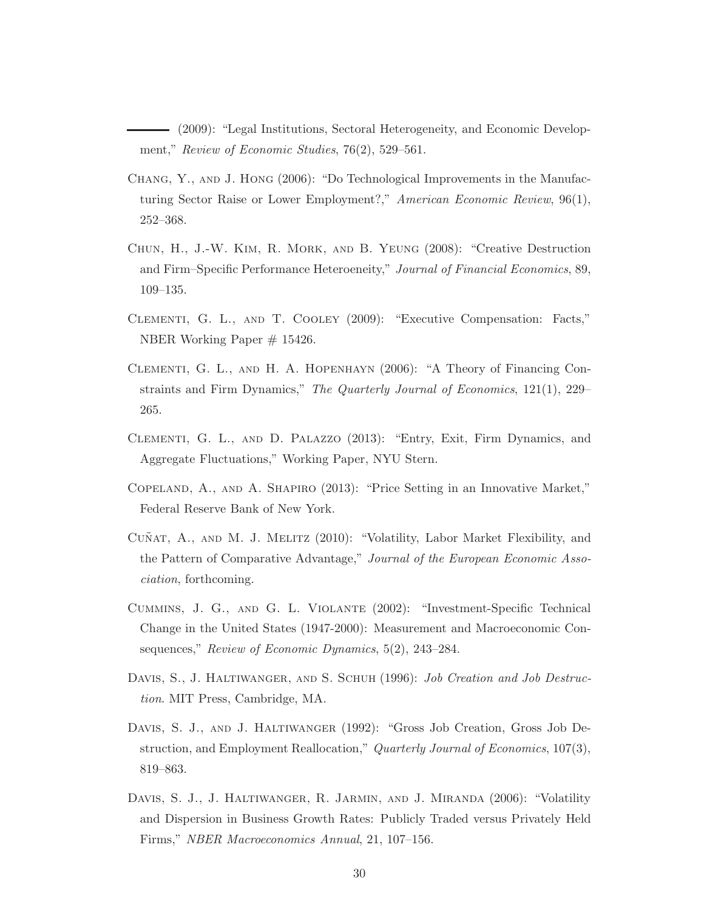——— (2009): "Legal Institutions, Sectoral Heterogeneity, and Economic Development," *Review of Economic Studies*, 76(2), 529–561.

Chang, Y., and J. Hong (2006): "Do Technological Improvements in the Manufacturing Sector Raise or Lower Employment?," *American Economic Review*, 96(1), 252–368.

Chun, H., J.-W. Kim, R. Mork, and B. Yeung (2008): "Creative Destruction and Firm–Specific Performance Heteroeneity," *Journal of Financial Economics*, 89, 109–135.

Clementi, G. L., and T. Cooley (2009): "Executive Compensation: Facts," NBER Working Paper # 15426.

Clementi, G. L., and H. A. Hopenhayn (2006): "A Theory of Financing Constraints and Firm Dynamics," *The Quarterly Journal of Economics*, 121(1), 229–265.

Clementi, G. L., and D. Palazzo (2013): "Entry, Exit, Firm Dynamics, and Aggregate Fluctuations," Working Paper, NYU Stern.

Copeland, A., and A. Shapiro (2013): "Price Setting in an Innovative Market," Federal Reserve Bank of New York.

Cuñat, A., and M. J. Melitz (2010): "Volatility, Labor Market Flexibility, and the Pattern of Comparative Advantage," *Journal of the European Economic Association*, forthcoming.

Cummins, J. G., and G. L. Violante (2002): "Investment-Specific Technical Change in the United States (1947-2000): Measurement and Macroeconomic Consequences," *Review of Economic Dynamics*, 5(2), 243–284.

Davis, S., J. Haltiwanger, and S. Schuh (1996): *Job Creation and Job Destruction*. MIT Press, Cambridge, MA.

Davis, S. J., and J. Haltiwanger (1992): "Gross Job Creation, Gross Job Destruction, and Employment Reallocation," *Quarterly Journal of Economics*, 107(3), 819–863.

Davis, S. J., J. Haltiwanger, R. Jarmin, and J. Miranda (2006): "Volatility and Dispersion in Business Growth Rates: Publicly Traded versus Privately Held Firms," *NBER Macroeconomics Annual*, 21, 107–156.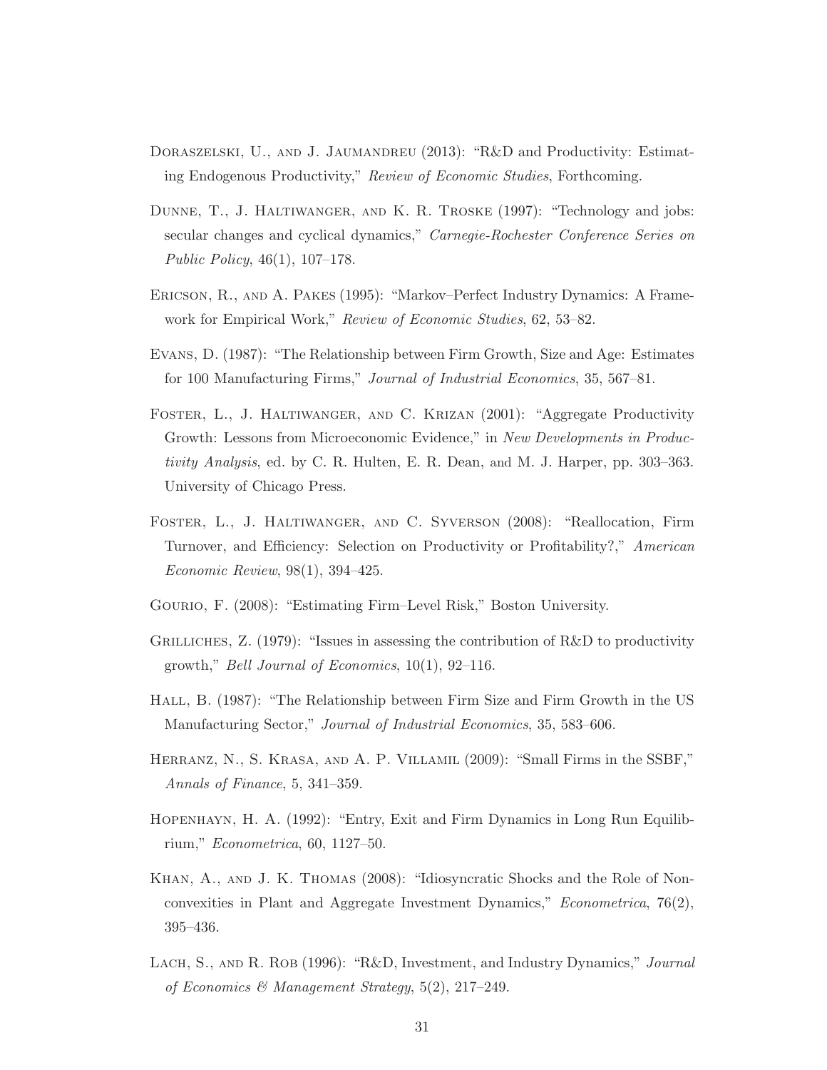Doraszelski, U., and J. Jaumandreu (2013): "R&D and Productivity: Estimating Endogenous Productivity," *Review of Economic Studies*, Forthcoming.

Dunne, T., J. Haltiwanger, and K. R. Troske (1997): "Technology and jobs: secular changes and cyclical dynamics," *Carnegie-Rochester Conference Series on Public Policy*, 46(1), 107–178.

Ericson, R., and A. Pakes (1995): "Markov–Perfect Industry Dynamics: A Framework for Empirical Work," *Review of Economic Studies*, 62, 53–82.

Evans, D. (1987): "The Relationship between Firm Growth, Size and Age: Estimates for 100 Manufacturing Firms," *Journal of Industrial Economics*, 35, 567–81.

Foster, L., J. Haltiwanger, and C. Krizan (2001): "Aggregate Productivity Growth: Lessons from Microeconomic Evidence," in *New Developments in Productivity Analysis*, ed. by C. R. Hulten, E. R. Dean, and M. J. Harper, pp. 303–363. University of Chicago Press.

Foster, L., J. Haltiwanger, and C. Syverson (2008): "Reallocation, Firm Turnover, and Efficiency: Selection on Productivity or Profitability?," *American Economic Review*, 98(1), 394–425.

Gourio, F. (2008): "Estimating Firm–Level Risk," Boston University.

Griliches, Z. (1979): "Issues in assessing the contribution of R&D to productivity growth," *Bell Journal of Economics*, 10(1), 92–116.

Hall, B. (1987): "The Relationship between Firm Size and Firm Growth in the US Manufacturing Sector," *Journal of Industrial Economics*, 35, 583–606.

Herranz, N., S. Krasa, and A. P. Villamil (2009): "Small Firms in the SSBF," *Annals of Finance*, 5, 341–359.

Hopenhayn, H. A. (1992): "Entry, Exit and Firm Dynamics in Long Run Equilibrium," *Econometrica*, 60, 1127–50.

Khan, A., and J. K. Thomas (2008): "Idiosyncratic Shocks and the Role of Nonconvexities in Plant and Aggregate Investment Dynamics," *Econometrica*, 76(2), 395–436.

Lach, S., and R. Rob (1996): "R&D, Investment, and Industry Dynamics," *Journal of Economics & Management Strategy*, 5(2), 217–249.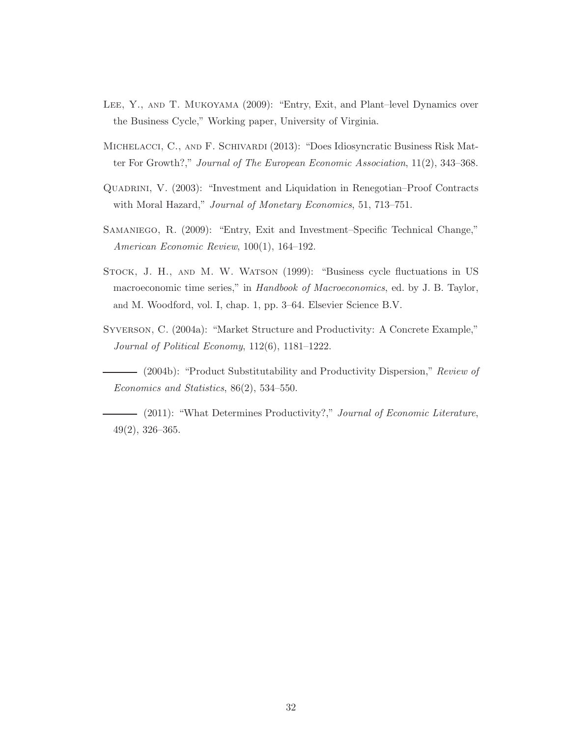Lee, Y., and T. Mukoyama (2009): "Entry, Exit, and Plant–level Dynamics over the Business Cycle," Working paper, University of Virginia.

Michelacci, C., and F. Schivardi (2013): "Does Idiosyncratic Business Risk Matter For Growth?," *Journal of The European Economic Association*, 11(2), 343–368.

Quadrini, V. (2003): "Investment and Liquidation in Renegotian–Proof Contracts with Moral Hazard," *Journal of Monetary Economics*, 51, 713–751.

Samaniego, R. (2009): "Entry, Exit and Investment–Specific Technical Change," *American Economic Review*, 100(1), 164–192.

Stock, J. H., and M. W. Watson (1999): "Business cycle fluctuations in US macroeconomic time series," in *Handbook of Macroeconomics*, ed. by J. B. Taylor, and M. Woodford, vol. I, chap. 1, pp. 3–64. Elsevier Science B.V.

Syverson, C. (2004a): "Market Structure and Productivity: A Concrete Example," *Journal of Political Economy*, 112(6), 1181–1222.

——— (2004b): "Product Substitutability and Productivity Dispersion," *Review of Economics and Statistics*, 86(2), 534–550.

——— (2011): "What Determines Productivity?," *Journal of Economic Literature*, 49(2), 326–365.